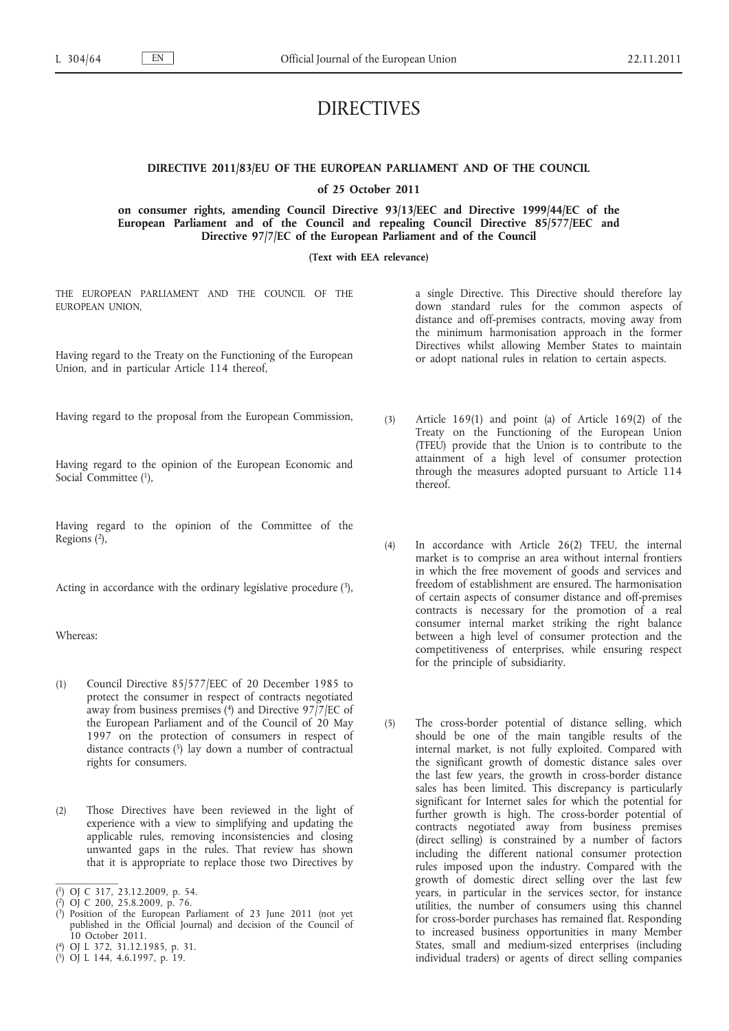# DIRECTIVES

**DIRECTIVE 2011/83/EU OF THE EUROPEAN PARLIAMENT AND OF THE COUNCIL**

**of 25 October 2011**

**on consumer rights, amending Council Directive 93/13/EEC and Directive 1999/44/EC of the European Parliament and of the Council and repealing Council Directive 85/577/EEC and Directive 97/7/EC of the European Parliament and of the Council**

**(Text with EEA relevance)**

THE EUROPEAN PARLIAMENT AND THE COUNCIL OF THE EUROPEAN UNION,

Having regard to the Treaty on the Functioning of the European Union, and in particular Article 114 thereof,

Having regard to the proposal from the European Commission,

Having regard to the opinion of the European Economic and Social Committee [1],

Having regard to the opinion of the Committee of the Regions [2],

Acting in accordance with the ordinary legislative procedure [3],

Whereas:

(1) Council Directive 85/577/EEC of 20 December 1985 to protect the consumer in respect of contracts negotiated away from business premises [4] and Directive 97/7/EC of the European Parliament and of the Council of 20 May 1997 on the protection of consumers in respect of distance contracts [5] lay down a number of contractual rights for consumers.

(2) Those Directives have been reviewed in the light of experience with a view to simplifying and updating the applicable rules, removing inconsistencies and closing unwanted gaps in the rules. That review has shown that it is appropriate to replace those two Directives by a single Directive. This Directive should therefore lay down standard rules for the common aspects of distance and off-premises contracts, moving away from the minimum harmonisation approach in the former Directives whilst allowing Member States to maintain or adopt national rules in relation to certain aspects.

(3) Article 169(1) and point (a) of Article 169(2) of the Treaty on the Functioning of the European Union (TFEU) provide that the Union is to contribute to the attainment of a high level of consumer protection through the measures adopted pursuant to Article 114 thereof.

(4) In accordance with Article 26(2) TFEU, the internal market is to comprise an area without internal frontiers in which the free movement of goods and services and freedom of establishment are ensured. The harmonisation of certain aspects of consumer distance and off-premises contracts is necessary for the promotion of a real consumer internal market striking the right balance between a high level of consumer protection and the competitiveness of enterprises, while ensuring respect for the principle of subsidiarity.

(5) The cross-border potential of distance selling, which should be one of the main tangible results of the internal market, is not fully exploited. Compared with the significant growth of domestic distance sales over the last few years, the growth in cross-border distance sales has been limited. This discrepancy is particularly significant for Internet sales for which the potential for further growth is high. The cross-border potential of contracts negotiated away from business premises (direct selling) is constrained by a number of factors including the different national consumer protection rules imposed upon the industry. Compared with the growth of domestic direct selling over the last few years, in particular in the services sector, for instance utilities, the number of consumers using this channel for cross-border purchases has remained flat. Responding to increased business opportunities in many Member States, small and medium-sized enterprises (including individual traders) or agents of direct selling companies

---

[1] OJ C 317, 23.12.2009, p. 54.

[2] OJ C 200, 25.8.2009, p. 76.

[3] Position of the European Parliament of 23 June 2011 (not yet published in the Official Journal) and decision of the Council of 10 October 2011.

[4] OJ L 372, 31.12.1985, p. 31.

[5] OJ L 144, 4.6.1997, p. 19.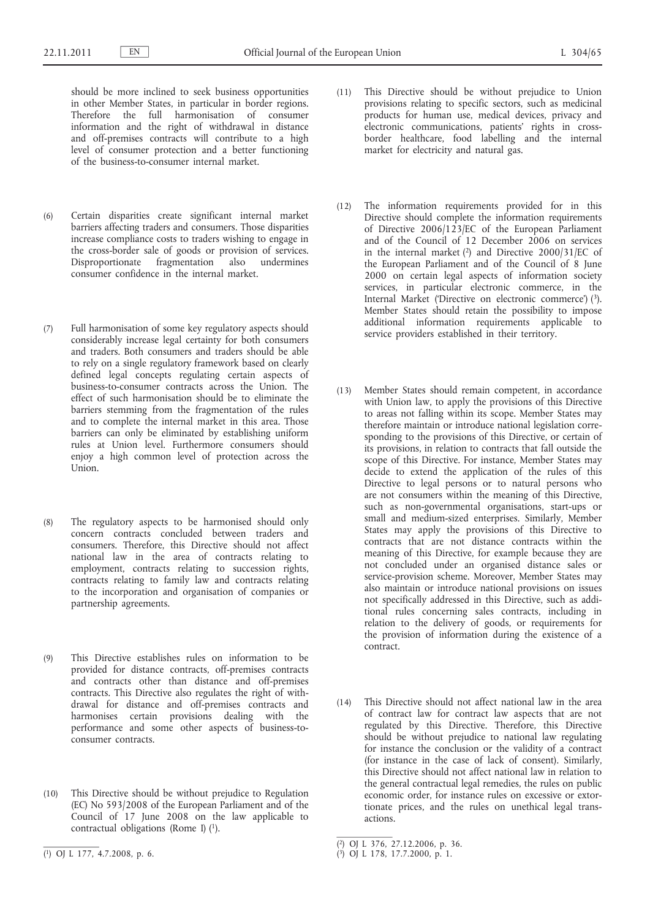should be more inclined to seek business opportunities in other Member States, in particular in border regions. Therefore the full harmonisation of consumer information and the right of withdrawal in distance and off-premises contracts will contribute to a high level of consumer protection and a better functioning of the business-to-consumer internal market.

(6) Certain disparities create significant internal market barriers affecting traders and consumers. Those disparities increase compliance costs to traders wishing to engage in the cross-border sale of goods or provision of services. Disproportionate fragmentation also undermines consumer confidence in the internal market.

(7) Full harmonisation of some key regulatory aspects should considerably increase legal certainty for both consumers and traders. Both consumers and traders should be able to rely on a single regulatory framework based on clearly defined legal concepts regulating certain aspects of business-to-consumer contracts across the Union. The effect of such harmonisation should be to eliminate the barriers stemming from the fragmentation of the rules and to complete the internal market in this area. Those barriers can only be eliminated by establishing uniform rules at Union level. Furthermore consumers should enjoy a high common level of protection across the Union.

(8) The regulatory aspects to be harmonised should only concern contracts concluded between traders and consumers. Therefore, this Directive should not affect national law in the area of contracts relating to employment, contracts relating to succession rights, contracts relating to family law and contracts relating to the incorporation and organisation of companies or partnership agreements.

(9) This Directive establishes rules on information to be provided for distance contracts, off-premises contracts and contracts other than distance and off-premises contracts. This Directive also regulates the right of withdrawal for distance and off-premises contracts and harmonises certain provisions dealing with the performance and some other aspects of business-to-consumer contracts.

(10) This Directive should be without prejudice to Regulation (EC) No 593/2008 of the European Parliament and of the Council of 17 June 2008 on the law applicable to contractual obligations (Rome I) [1].

(11) This Directive should be without prejudice to Union provisions relating to specific sectors, such as medicinal products for human use, medical devices, privacy and electronic communications, patients' rights in cross-border healthcare, food labelling and the internal market for electricity and natural gas.

(12) The information requirements provided for in this Directive should complete the information requirements of Directive 2006/123/EC of the European Parliament and of the Council of 12 December 2006 on services in the internal market [2] and Directive 2000/31/EC of the European Parliament and of the Council of 8 June 2000 on certain legal aspects of information society services, in particular electronic commerce, in the Internal Market ('Directive on electronic commerce') [3]. Member States should retain the possibility to impose additional information requirements applicable to service providers established in their territory.

(13) Member States should remain competent, in accordance with Union law, to apply the provisions of this Directive to areas not falling within its scope. Member States may therefore maintain or introduce national legislation corresponding to the provisions of this Directive, or certain of its provisions, in relation to contracts that fall outside the scope of this Directive. For instance, Member States may decide to extend the application of the rules of this Directive to legal persons or to natural persons who are not consumers within the meaning of this Directive, such as non-governmental organisations, start-ups or small and medium-sized enterprises. Similarly, Member States may apply the provisions of this Directive to contracts that are not distance contracts within the meaning of this Directive, for example because they are not concluded under an organised distance sales or service-provision scheme. Moreover, Member States may also maintain or introduce national provisions on issues not specifically addressed in this Directive, such as additional rules concerning sales contracts, including in relation to the delivery of goods, or requirements for the provision of information during the existence of a contract.

(14) This Directive should not affect national law in the area of contract law for contract law aspects that are not regulated by this Directive. Therefore, this Directive should be without prejudice to national law regulating for instance the conclusion or the validity of a contract (for instance in the case of lack of consent). Similarly, this Directive should not affect national law in relation to the general contractual legal remedies, the rules on public economic order, for instance rules on excessive or extortionate prices, and the rules on unethical legal transactions.

[1] OJ L 177, 4.7.2008, p. 6.

[2] OJ L 376, 27.12.2006, p. 36.

[3] OJ L 178, 17.7.2000, p. 1.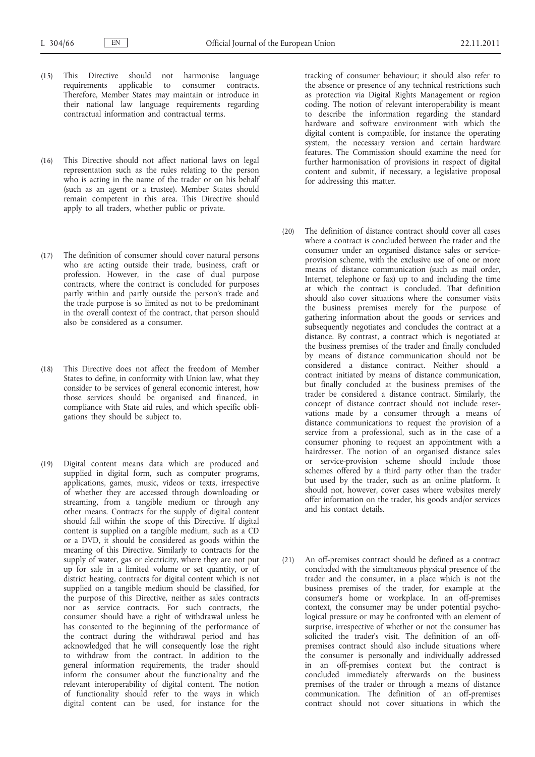(15) This Directive should not harmonise language requirements applicable to consumer contracts. Therefore, Member States may maintain or introduce in their national law language requirements regarding contractual information and contractual terms.

(16) This Directive should not affect national laws on legal representation such as the rules relating to the person who is acting in the name of the trader or on his behalf (such as an agent or a trustee). Member States should remain competent in this area. This Directive should apply to all traders, whether public or private.

(17) The definition of consumer should cover natural persons who are acting outside their trade, business, craft or profession. However, in the case of dual purpose contracts, where the contract is concluded for purposes partly within and partly outside the person's trade and the trade purpose is so limited as not to be predominant in the overall context of the contract, that person should also be considered as a consumer.

(18) This Directive does not affect the freedom of Member States to define, in conformity with Union law, what they consider to be services of general economic interest, how those services should be organised and financed, in compliance with State aid rules, and which specific obligations they should be subject to.

(19) Digital content means data which are produced and supplied in digital form, such as computer programs, applications, games, music, videos or texts, irrespective of whether they are accessed through downloading or streaming, from a tangible medium or through any other means. Contracts for the supply of digital content should fall within the scope of this Directive. If digital content is supplied on a tangible medium, such as a CD or a DVD, it should be considered as goods within the meaning of this Directive. Similarly to contracts for the supply of water, gas or electricity, where they are not put up for sale in a limited volume or set quantity, or of district heating, contracts for digital content which is not supplied on a tangible medium should be classified, for the purpose of this Directive, neither as sales contracts nor as service contracts. For such contracts, the consumer should have a right of withdrawal unless he has consented to the beginning of the performance of the contract during the withdrawal period and has acknowledged that he will consequently lose the right to withdraw from the contract. In addition to the general information requirements, the trader should inform the consumer about the functionality and the relevant interoperability of digital content. The notion of functionality should refer to the ways in which digital content can be used, for instance for the tracking of consumer behaviour; it should also refer to the absence or presence of any technical restrictions such as protection via Digital Rights Management or region coding. The notion of relevant interoperability is meant to describe the information regarding the standard hardware and software environment with which the digital content is compatible, for instance the operating system, the necessary version and certain hardware features. The Commission should examine the need for further harmonisation of provisions in respect of digital content and submit, if necessary, a legislative proposal for addressing this matter.

(20) The definition of distance contract should cover all cases where a contract is concluded between the trader and the consumer under an organised distance sales or service-provision scheme, with the exclusive use of one or more means of distance communication (such as mail order, Internet, telephone or fax) up to and including the time at which the contract is concluded. That definition should also cover situations where the consumer visits the business premises merely for the purpose of gathering information about the goods or services and subsequently negotiates and concludes the contract at a distance. By contrast, a contract which is negotiated at the business premises of the trader and finally concluded by means of distance communication should not be considered a distance contract. Neither should a contract initiated by means of distance communication, but finally concluded at the business premises of the trader be considered a distance contract. Similarly, the concept of distance contract should not include reservations made by a consumer through a means of distance communications to request the provision of a service from a professional, such as in the case of a consumer phoning to request an appointment with a hairdresser. The notion of an organised distance sales or service-provision scheme should include those schemes offered by a third party other than the trader but used by the trader, such as an online platform. It should not, however, cover cases where websites merely offer information on the trader, his goods and/or services and his contact details.

(21) An off-premises contract should be defined as a contract concluded with the simultaneous physical presence of the trader and the consumer, in a place which is not the business premises of the trader, for example at the consumer's home or workplace. In an off-premises context, the consumer may be under potential psychological pressure or may be confronted with an element of surprise, irrespective of whether or not the consumer has solicited the trader's visit. The definition of an off-premises contract should also include situations where the consumer is personally and individually addressed in an off-premises context but the contract is concluded immediately afterwards on the business premises of the trader or through a means of distance communication. The definition of an off-premises contract should not cover situations in which the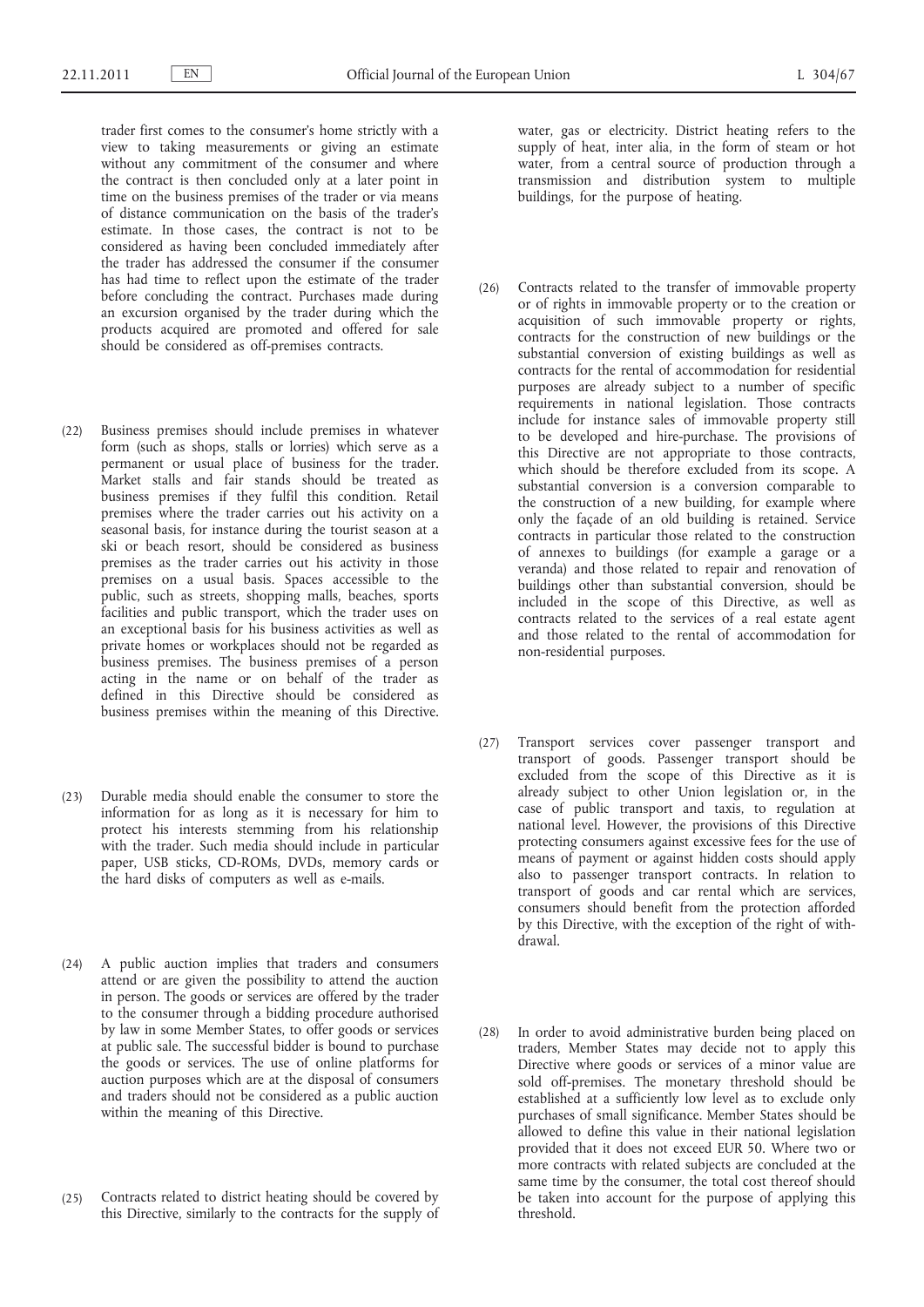trader first comes to the consumer's home strictly with a view to taking measurements or giving an estimate without any commitment of the consumer and where the contract is then concluded only at a later point in time on the business premises of the trader or via means of distance communication on the basis of the trader's estimate. In those cases, the contract is not to be considered as having been concluded immediately after the trader has addressed the consumer if the consumer has had time to reflect upon the estimate of the trader before concluding the contract. Purchases made during an excursion organised by the trader during which the products acquired are promoted and offered for sale should be considered as off-premises contracts.

(22) Business premises should include premises in whatever form (such as shops, stalls or lorries) which serve as a permanent or usual place of business for the trader. Market stalls and fair stands should be treated as business premises if they fulfil this condition. Retail premises where the trader carries out his activity on a seasonal basis, for instance during the tourist season at a ski or beach resort, should be considered as business premises as the trader carries out his activity in those premises on a usual basis. Spaces accessible to the public, such as streets, shopping malls, beaches, sports facilities and public transport, which the trader uses on an exceptional basis for his business activities as well as private homes or workplaces should not be regarded as business premises. The business premises of a person acting in the name or on behalf of the trader as defined in this Directive should be considered as business premises within the meaning of this Directive.

(23) Durable media should enable the consumer to store the information for as long as it is necessary for him to protect his interests stemming from his relationship with the trader. Such media should include in particular paper, USB sticks, CD-ROMs, DVDs, memory cards or the hard disks of computers as well as e-mails.

(24) A public auction implies that traders and consumers attend or are given the possibility to attend the auction in person. The goods or services are offered by the trader to the consumer through a bidding procedure authorised by law in some Member States, to offer goods or services at public sale. The successful bidder is bound to purchase the goods or services. The use of online platforms for auction purposes which are at the disposal of consumers and traders should not be considered as a public auction within the meaning of this Directive.

(25) Contracts related to district heating should be covered by this Directive, similarly to the contracts for the supply of water, gas or electricity. District heating refers to the supply of heat, inter alia, in the form of steam or hot water, from a central source of production through a transmission and distribution system to multiple buildings, for the purpose of heating.

(26) Contracts related to the transfer of immovable property or of rights in immovable property or to the creation or acquisition of such immovable property or rights, contracts for the construction of new buildings or the substantial conversion of existing buildings as well as contracts for the rental of accommodation for residential purposes are already subject to a number of specific requirements in national legislation. Those contracts include for instance sales of immovable property still to be developed and hire-purchase. The provisions of this Directive are not appropriate to those contracts, which should be therefore excluded from its scope. A substantial conversion is a conversion comparable to the construction of a new building, for example where only the façade of an old building is retained. Service contracts in particular those related to the construction of annexes to buildings (for example a garage or a veranda) and those related to repair and renovation of buildings other than substantial conversion, should be included in the scope of this Directive, as well as contracts related to the services of a real estate agent and those related to the rental of accommodation for non-residential purposes.

(27) Transport services cover passenger transport and transport of goods. Passenger transport should be excluded from the scope of this Directive as it is already subject to other Union legislation or, in the case of public transport and taxis, to regulation at national level. However, the provisions of this Directive protecting consumers against excessive fees for the use of means of payment or against hidden costs should apply also to passenger transport contracts. In relation to transport of goods and car rental which are services, consumers should benefit from the protection afforded by this Directive, with the exception of the right of withdrawal.

(28) In order to avoid administrative burden being placed on traders, Member States may decide not to apply this Directive where goods or services of a minor value are sold off-premises. The monetary threshold should be established at a sufficiently low level as to exclude only purchases of small significance. Member States should be allowed to define this value in their national legislation provided that it does not exceed EUR 50. Where two or more contracts with related subjects are concluded at the same time by the consumer, the total cost thereof should be taken into account for the purpose of applying this threshold.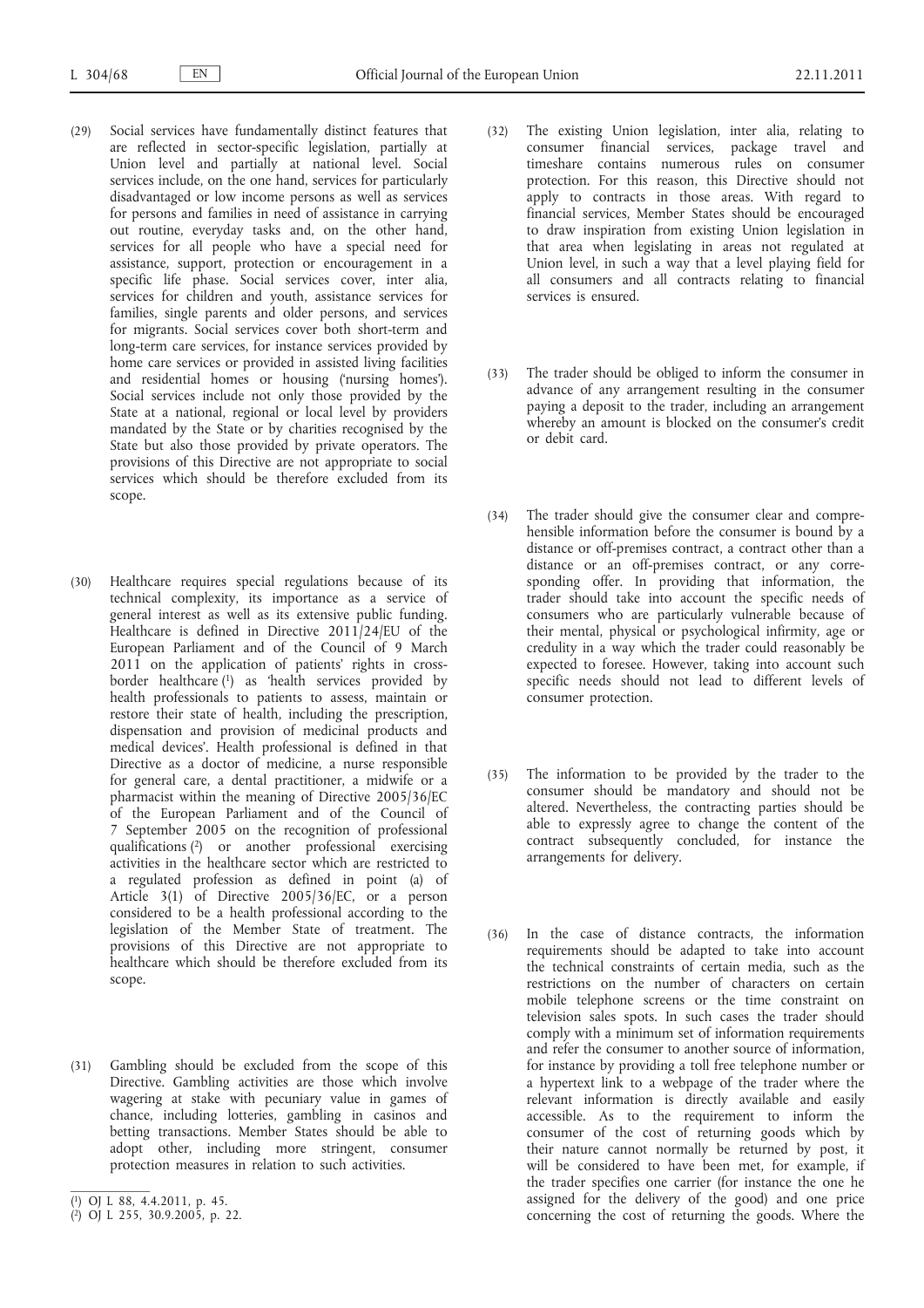(29) Social services have fundamentally distinct features that are reflected in sector-specific legislation, partially at Union level and partially at national level. Social services include, on the one hand, services for particularly disadvantaged or low income persons as well as services for persons and families in need of assistance in carrying out routine, everyday tasks and, on the other hand, services for all people who have a special need for assistance, support, protection or encouragement in a specific life phase. Social services cover, inter alia, services for children and youth, assistance services for families, single parents and older persons, and services for migrants. Social services cover both short-term and long-term care services, for instance services provided by home care services or provided in assisted living facilities and residential homes or housing ('nursing homes'). Social services include not only those provided by the State at a national, regional or local level by providers mandated by the State or by charities recognised by the State but also those provided by private operators. The provisions of this Directive are not appropriate to social services which should be therefore excluded from its scope.

(30) Healthcare requires special regulations because of its technical complexity, its importance as a service of general interest as well as its extensive public funding. Healthcare is defined in Directive 2011/24/EU of the European Parliament and of the Council of 9 March 2011 on the application of patients' rights in cross-border healthcare [1] as 'health services provided by health professionals to patients to assess, maintain or restore their state of health, including the prescription, dispensation and provision of medicinal products and medical devices'. Health professional is defined in that Directive as a doctor of medicine, a nurse responsible for general care, a dental practitioner, a midwife or a pharmacist within the meaning of Directive 2005/36/EC of the European Parliament and of the Council of 7 September 2005 on the recognition of professional qualifications [2] or another professional exercising activities in the healthcare sector which are restricted to a regulated profession as defined in point (a) of Article 3(1) of Directive 2005/36/EC, or a person considered to be a health professional according to the legislation of the Member State of treatment. The provisions of this Directive are not appropriate to healthcare which should be therefore excluded from its scope.

(31) Gambling should be excluded from the scope of this Directive. Gambling activities are those which involve wagering at stake with pecuniary value in games of chance, including lotteries, gambling in casinos and betting transactions. Member States should be able to adopt other, including more stringent, consumer protection measures in relation to such activities.

(32) The existing Union legislation, inter alia, relating to consumer financial services, package travel and timeshare contains numerous rules on consumer protection. For this reason, this Directive should not apply to contracts in those areas. With regard to financial services, Member States should be encouraged to draw inspiration from existing Union legislation in that area when legislating in areas not regulated at Union level, in such a way that a level playing field for all consumers and all contracts relating to financial services is ensured.

(33) The trader should be obliged to inform the consumer in advance of any arrangement resulting in the consumer paying a deposit to the trader, including an arrangement whereby an amount is blocked on the consumer's credit or debit card.

(34) The trader should give the consumer clear and comprehensible information before the consumer is bound by a distance or off-premises contract, a contract other than a distance or an off-premises contract, or any corresponding offer. In providing that information, the trader should take into account the specific needs of consumers who are particularly vulnerable because of their mental, physical or psychological infirmity, age or credulity in a way which the trader could reasonably be expected to foresee. However, taking into account such specific needs should not lead to different levels of consumer protection.

(35) The information to be provided by the trader to the consumer should be mandatory and should not be altered. Nevertheless, the contracting parties should be able to expressly agree to change the content of the contract subsequently concluded, for instance the arrangements for delivery.

(36) In the case of distance contracts, the information requirements should be adapted to take into account the technical constraints of certain media, such as the restrictions on the number of characters on certain mobile telephone screens or the time constraint on television sales spots. In such cases the trader should comply with a minimum set of information requirements and refer the consumer to another source of information, for instance by providing a toll free telephone number or a hypertext link to a webpage of the trader where the relevant information is directly available and easily accessible. As to the requirement to inform the consumer of the cost of returning goods which by their nature cannot normally be returned by post, it will be considered to have been met, for example, if the trader specifies one carrier (for instance the one he assigned for the delivery of the good) and one price concerning the cost of returning the goods. Where the

[1] OJ L 88, 4.4.2011, p. 45.

[2] OJ L 255, 30.9.2005, p. 22.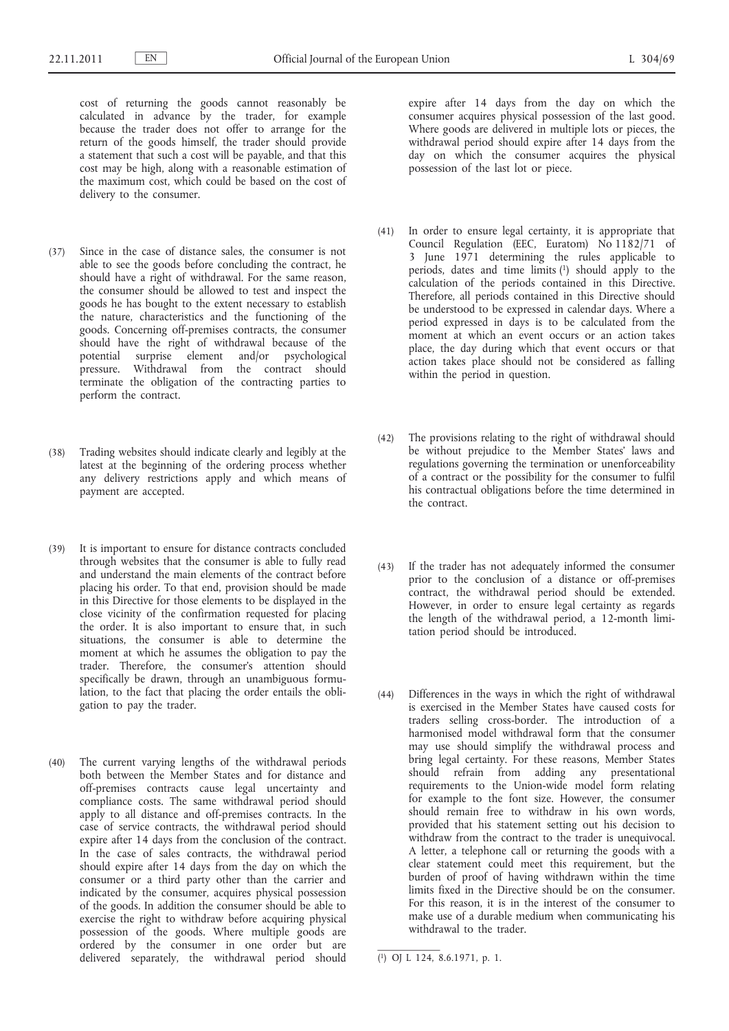cost of returning the goods cannot reasonably be calculated in advance by the trader, for example because the trader does not offer to arrange for the return of the goods himself, the trader should provide a statement that such a cost will be payable, and that this cost may be high, along with a reasonable estimation of the maximum cost, which could be based on the cost of delivery to the consumer.

(37) Since in the case of distance sales, the consumer is not able to see the goods before concluding the contract, he should have a right of withdrawal. For the same reason, the consumer should be allowed to test and inspect the goods he has bought to the extent necessary to establish the nature, characteristics and the functioning of the goods. Concerning off-premises contracts, the consumer should have the right of withdrawal because of the potential surprise element and/or psychological pressure. Withdrawal from the contract should terminate the obligation of the contracting parties to perform the contract.

(38) Trading websites should indicate clearly and legibly at the latest at the beginning of the ordering process whether any delivery restrictions apply and which means of payment are accepted.

(39) It is important to ensure for distance contracts concluded through websites that the consumer is able to fully read and understand the main elements of the contract before placing his order. To that end, provision should be made in this Directive for those elements to be displayed in the close vicinity of the confirmation requested for placing the order. It is also important to ensure that, in such situations, the consumer is able to determine the moment at which he assumes the obligation to pay the trader. Therefore, the consumer's attention should specifically be drawn, through an unambiguous formulation, to the fact that placing the order entails the obligation to pay the trader.

(40) The current varying lengths of the withdrawal periods both between the Member States and for distance and off-premises contracts cause legal uncertainty and compliance costs. The same withdrawal period should apply to all distance and off-premises contracts. In the case of service contracts, the withdrawal period should expire after 14 days from the conclusion of the contract. In the case of sales contracts, the withdrawal period should expire after 14 days from the day on which the consumer or a third party other than the carrier and indicated by the consumer, acquires physical possession of the goods. In addition the consumer should be able to exercise the right to withdraw before acquiring physical possession of the goods. Where multiple goods are ordered by the consumer in one order but are delivered separately, the withdrawal period should expire after 14 days from the day on which the consumer acquires physical possession of the last good. Where goods are delivered in multiple lots or pieces, the withdrawal period should expire after 14 days from the day on which the consumer acquires the physical possession of the last lot or piece.

(41) In order to ensure legal certainty, it is appropriate that Council Regulation (EEC, Euratom) No 1182/71 of 3 June 1971 determining the rules applicable to periods, dates and time limits [1] should apply to the calculation of the periods contained in this Directive. Therefore, all periods contained in this Directive should be understood to be expressed in calendar days. Where a period expressed in days is to be calculated from the moment at which an event occurs or an action takes place, the day during which that event occurs or that action takes place should not be considered as falling within the period in question.

(42) The provisions relating to the right of withdrawal should be without prejudice to the Member States' laws and regulations governing the termination or unenforceability of a contract or the possibility for the consumer to fulfil his contractual obligations before the time determined in the contract.

(43) If the trader has not adequately informed the consumer prior to the conclusion of a distance or off-premises contract, the withdrawal period should be extended. However, in order to ensure legal certainty as regards the length of the withdrawal period, a 12-month limitation period should be introduced.

(44) Differences in the ways in which the right of withdrawal is exercised in the Member States have caused costs for traders selling cross-border. The introduction of a harmonised model withdrawal form that the consumer may use should simplify the withdrawal process and bring legal certainty. For these reasons, Member States should refrain from adding any presentational requirements to the Union-wide model form relating for example to the font size. However, the consumer should remain free to withdraw in his own words, provided that his statement setting out his decision to withdraw from the contract to the trader is unequivocal. A letter, a telephone call or returning the goods with a clear statement could meet this requirement, but the burden of proof of having withdrawn within the time limits fixed in the Directive should be on the consumer. For this reason, it is in the interest of the consumer to make use of a durable medium when communicating his withdrawal to the trader.

[1] OJ L 124, 8.6.1971, p. 1.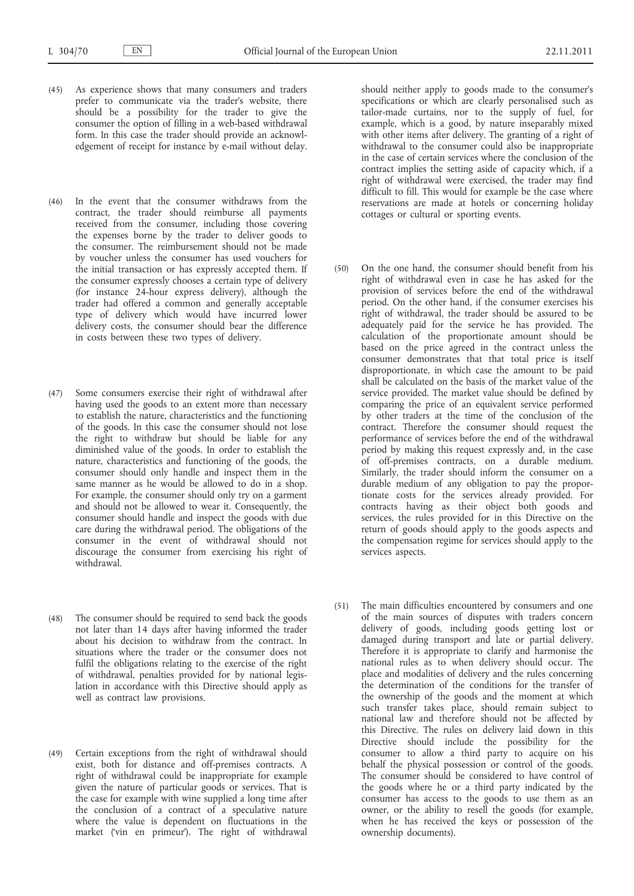(45) As experience shows that many consumers and traders prefer to communicate via the trader's website, there should be a possibility for the trader to give the consumer the option of filling in a web-based withdrawal form. In this case the trader should provide an acknowledgement of receipt for instance by e-mail without delay.

(46) In the event that the consumer withdraws from the contract, the trader should reimburse all payments received from the consumer, including those covering the expenses borne by the trader to deliver goods to the consumer. The reimbursement should not be made by voucher unless the consumer has used vouchers for the initial transaction or has expressly accepted them. If the consumer expressly chooses a certain type of delivery (for instance 24-hour express delivery), although the trader had offered a common and generally acceptable type of delivery which would have incurred lower delivery costs, the consumer should bear the difference in costs between these two types of delivery.

(47) Some consumers exercise their right of withdrawal after having used the goods to an extent more than necessary to establish the nature, characteristics and the functioning of the goods. In this case the consumer should not lose the right to withdraw but should be liable for any diminished value of the goods. In order to establish the nature, characteristics and functioning of the goods, the consumer should only handle and inspect them in the same manner as he would be allowed to do in a shop. For example, the consumer should only try on a garment and should not be allowed to wear it. Consequently, the consumer should handle and inspect the goods with due care during the withdrawal period. The obligations of the consumer in the event of withdrawal should not discourage the consumer from exercising his right of withdrawal.

(48) The consumer should be required to send back the goods not later than 14 days after having informed the trader about his decision to withdraw from the contract. In situations where the trader or the consumer does not fulfil the obligations relating to the exercise of the right of withdrawal, penalties provided for by national legislation in accordance with this Directive should apply as well as contract law provisions.

(49) Certain exceptions from the right of withdrawal should exist, both for distance and off-premises contracts. A right of withdrawal could be inappropriate for example given the nature of particular goods or services. That is the case for example with wine supplied a long time after the conclusion of a contract of a speculative nature where the value is dependent on fluctuations in the market ('vin en primeur'). The right of withdrawal should neither apply to goods made to the consumer's specifications or which are clearly personalised such as tailor-made curtains, nor to the supply of fuel, for example, which is a good, by nature inseparably mixed with other items after delivery. The granting of a right of withdrawal to the consumer could also be inappropriate in the case of certain services where the conclusion of the contract implies the setting aside of capacity which, if a right of withdrawal were exercised, the trader may find difficult to fill. This would for example be the case where reservations are made at hotels or concerning holiday cottages or cultural or sporting events.

(50) On the one hand, the consumer should benefit from his right of withdrawal even in case he has asked for the provision of services before the end of the withdrawal period. On the other hand, if the consumer exercises his right of withdrawal, the trader should be assured to be adequately paid for the service he has provided. The calculation of the proportionate amount should be based on the price agreed in the contract unless the consumer demonstrates that that total price is itself disproportionate, in which case the amount to be paid shall be calculated on the basis of the market value of the service provided. The market value should be defined by comparing the price of an equivalent service performed by other traders at the time of the conclusion of the contract. Therefore the consumer should request the performance of services before the end of the withdrawal period by making this request expressly and, in the case of off-premises contracts, on a durable medium. Similarly, the trader should inform the consumer on a durable medium of any obligation to pay the proportionate costs for the services already provided. For contracts having as their object both goods and services, the rules provided for in this Directive on the return of goods should apply to the goods aspects and the compensation regime for services should apply to the services aspects.

(51) The main difficulties encountered by consumers and one of the main sources of disputes with traders concern delivery of goods, including goods getting lost or damaged during transport and late or partial delivery. Therefore it is appropriate to clarify and harmonise the national rules as to when delivery should occur. The place and modalities of delivery and the rules concerning the determination of the conditions for the transfer of the ownership of the goods and the moment at which such transfer takes place, should remain subject to national law and therefore should not be affected by this Directive. The rules on delivery laid down in this Directive should include the possibility for the consumer to allow a third party to acquire on his behalf the physical possession or control of the goods. The consumer should be considered to have control of the goods where he or a third party indicated by the consumer has access to the goods to use them as an owner, or the ability to resell the goods (for example, when he has received the keys or possession of the ownership documents).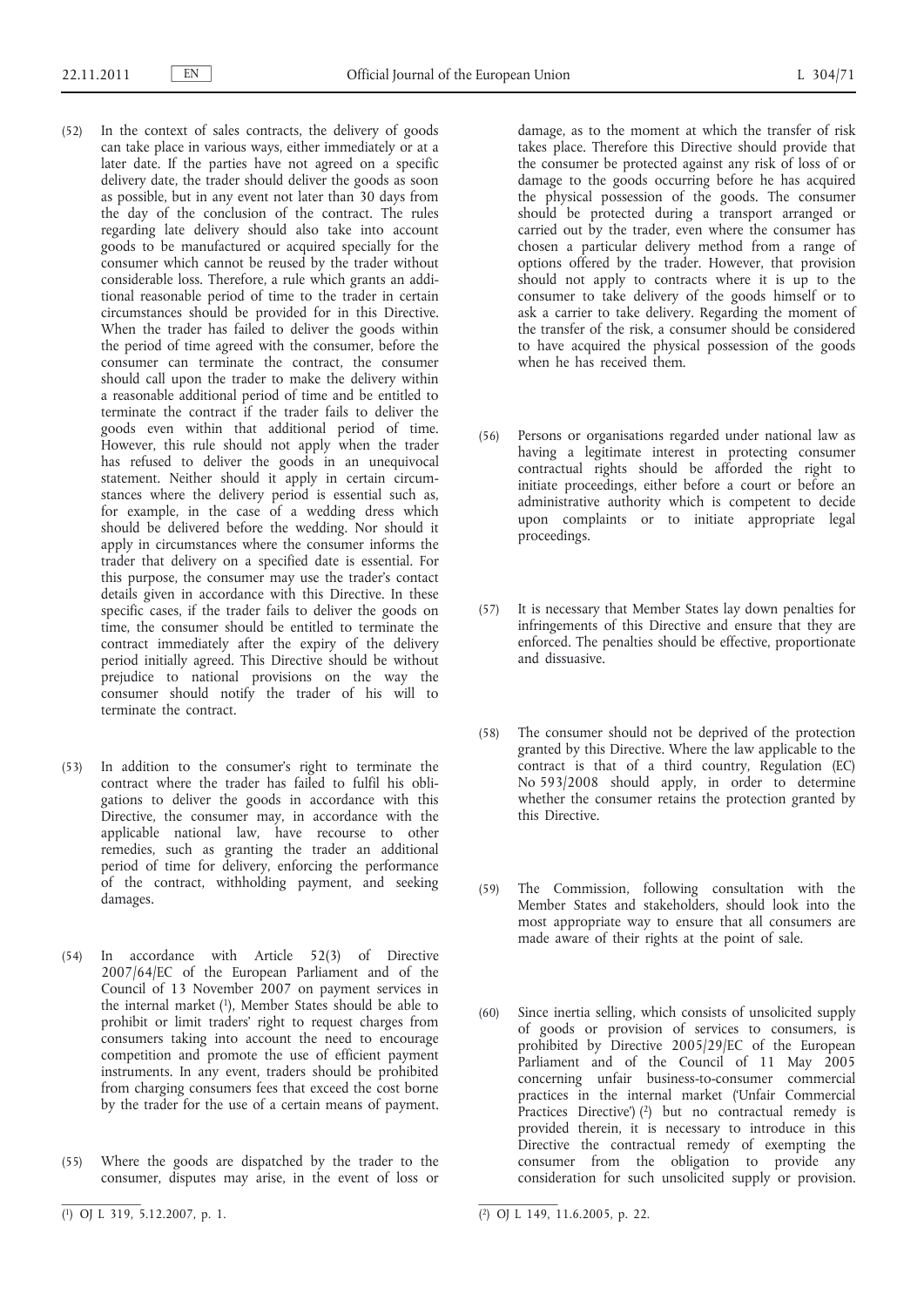(52) In the context of sales contracts, the delivery of goods can take place in various ways, either immediately or at a later date. If the parties have not agreed on a specific delivery date, the trader should deliver the goods as soon as possible, but in any event not later than 30 days from the day of the conclusion of the contract. The rules regarding late delivery should also take into account goods to be manufactured or acquired specially for the consumer which cannot be reused by the trader without considerable loss. Therefore, a rule which grants an additional reasonable period of time to the trader in certain circumstances should be provided for in this Directive. When the trader has failed to deliver the goods within the period of time agreed with the consumer, before the consumer can terminate the contract, the consumer should call upon the trader to make the delivery within a reasonable additional period of time and be entitled to terminate the contract if the trader fails to deliver the goods even within that additional period of time. However, this rule should not apply when the trader has refused to deliver the goods in an unequivocal statement. Neither should it apply in certain circumstances where the delivery period is essential such as, for example, in the case of a wedding dress which should be delivered before the wedding. Nor should it apply in circumstances where the consumer informs the trader that delivery on a specified date is essential. For this purpose, the consumer may use the trader's contact details given in accordance with this Directive. In these specific cases, if the trader fails to deliver the goods on time, the consumer should be entitled to terminate the contract immediately after the expiry of the delivery period initially agreed. This Directive should be without prejudice to national provisions on the way the consumer should notify the trader of his will to terminate the contract.

(53) In addition to the consumer's right to terminate the contract where the trader has failed to fulfil his obligations to deliver the goods in accordance with this Directive, the consumer may, in accordance with the applicable national law, have recourse to other remedies, such as granting the trader an additional period of time for delivery, enforcing the performance of the contract, withholding payment, and seeking damages.

(54) In accordance with Article 52(3) of Directive 2007/64/EC of the European Parliament and of the Council of 13 November 2007 on payment services in the internal market [1], Member States should be able to prohibit or limit traders' right to request charges from consumers taking into account the need to encourage competition and promote the use of efficient payment instruments. In any event, traders should be prohibited from charging consumers fees that exceed the cost borne by the trader for the use of a certain means of payment.

(55) Where the goods are dispatched by the trader to the consumer, disputes may arise, in the event of loss or damage, as to the moment at which the transfer of risk takes place. Therefore this Directive should provide that the consumer be protected against any risk of loss of or damage to the goods occurring before he has acquired the physical possession of the goods. The consumer should be protected during a transport arranged or carried out by the trader, even where the consumer has chosen a particular delivery method from a range of options offered by the trader. However, that provision should not apply to contracts where it is up to the consumer to take delivery of the goods himself or to ask a carrier to take delivery. Regarding the moment of the transfer of the risk, a consumer should be considered to have acquired the physical possession of the goods when he has received them.

(56) Persons or organisations regarded under national law as having a legitimate interest in protecting consumer contractual rights should be afforded the right to initiate proceedings, either before a court or before an administrative authority which is competent to decide upon complaints or to initiate appropriate legal proceedings.

(57) It is necessary that Member States lay down penalties for infringements of this Directive and ensure that they are enforced. The penalties should be effective, proportionate and dissuasive.

(58) The consumer should not be deprived of the protection granted by this Directive. Where the law applicable to the contract is that of a third country, Regulation (EC) No 593/2008 should apply, in order to determine whether the consumer retains the protection granted by this Directive.

(59) The Commission, following consultation with the Member States and stakeholders, should look into the most appropriate way to ensure that all consumers are made aware of their rights at the point of sale.

(60) Since inertia selling, which consists of unsolicited supply of goods or provision of services to consumers, is prohibited by Directive 2005/29/EC of the European Parliament and of the Council of 11 May 2005 concerning unfair business-to-consumer commercial practices in the internal market ('Unfair Commercial Practices Directive') [2] but no contractual remedy is provided therein, it is necessary to introduce in this Directive the contractual remedy of exempting the consumer from the obligation to provide any consideration for such unsolicited supply or provision.

---

[1] OJ L 319, 5.12.2007, p. 1.

[2] OJ L 149, 11.6.2005, p. 22.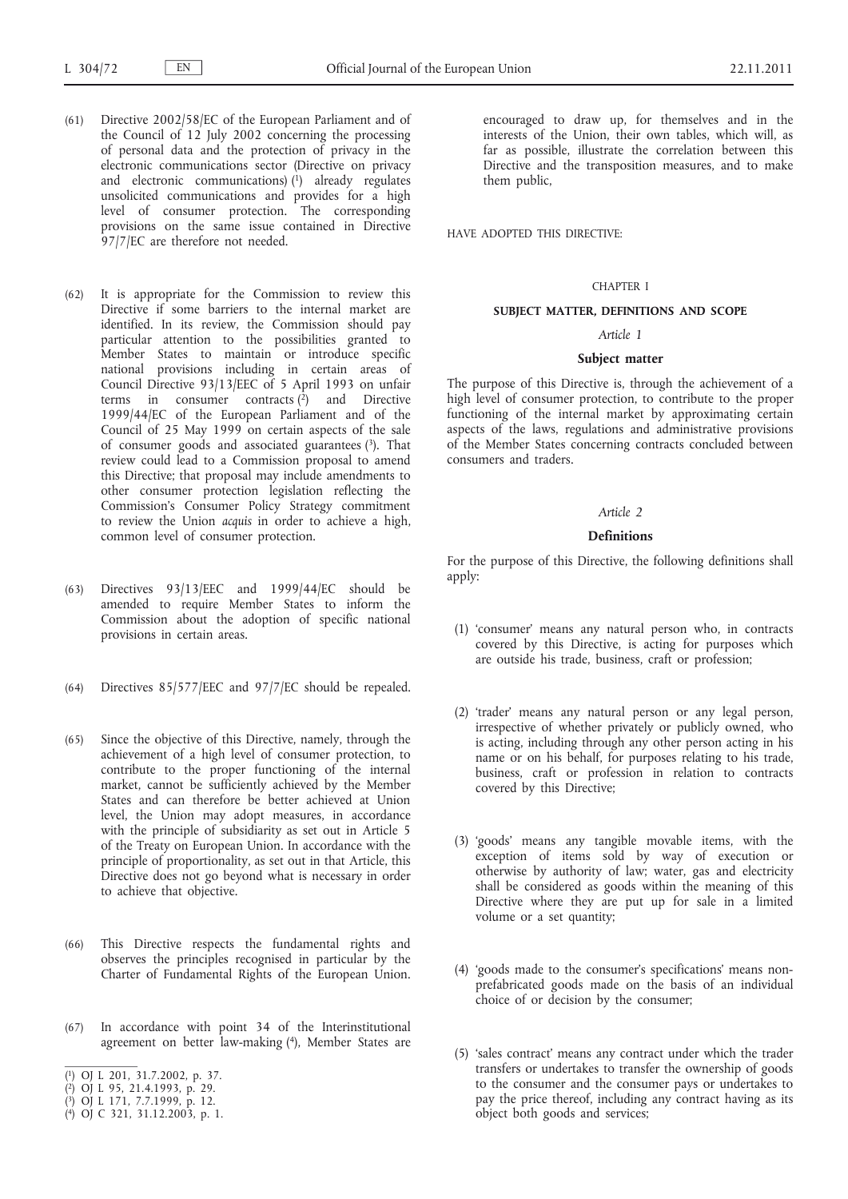(61) Directive 2002/58/EC of the European Parliament and of the Council of 12 July 2002 concerning the processing of personal data and the protection of privacy in the electronic communications sector (Directive on privacy and electronic communications) [1] already regulates unsolicited communications and provides for a high level of consumer protection. The corresponding provisions on the same issue contained in Directive 97/7/EC are therefore not needed.

(62) It is appropriate for the Commission to review this Directive if some barriers to the internal market are identified. In its review, the Commission should pay particular attention to the possibilities granted to Member States to maintain or introduce specific national provisions including in certain areas of Council Directive 93/13/EEC of 5 April 1993 on unfair terms in consumer contracts [2] and Directive 1999/44/EC of the European Parliament and of the Council of 25 May 1999 on certain aspects of the sale of consumer goods and associated guarantees [3]. That review could lead to a Commission proposal to amend this Directive; that proposal may include amendments to other consumer protection legislation reflecting the Commission's Consumer Policy Strategy commitment to review the Union *acquis* in order to achieve a high, common level of consumer protection.

(63) Directives 93/13/EEC and 1999/44/EC should be amended to require Member States to inform the Commission about the adoption of specific national provisions in certain areas.

(64) Directives 85/577/EEC and 97/7/EC should be repealed.

(65) Since the objective of this Directive, namely, through the achievement of a high level of consumer protection, to contribute to the proper functioning of the internal market, cannot be sufficiently achieved by the Member States and can therefore be better achieved at Union level, the Union may adopt measures, in accordance with the principle of subsidiarity as set out in Article 5 of the Treaty on European Union. In accordance with the principle of proportionality, as set out in that Article, this Directive does not go beyond what is necessary in order to achieve that objective.

(66) This Directive respects the fundamental rights and observes the principles recognised in particular by the Charter of Fundamental Rights of the European Union.

(67) In accordance with point 34 of the Interinstitutional agreement on better law-making [4], Member States are encouraged to draw up, for themselves and in the interests of the Union, their own tables, which will, as far as possible, illustrate the correlation between this Directive and the transposition measures, and to make them public,

HAVE ADOPTED THIS DIRECTIVE:

## CHAPTER I

## SUBJECT MATTER, DEFINITIONS AND SCOPE

### *Article 1*

### Subject matter

The purpose of this Directive is, through the achievement of a high level of consumer protection, to contribute to the proper functioning of the internal market by approximating certain aspects of the laws, regulations and administrative provisions of the Member States concerning contracts concluded between consumers and traders.

### *Article 2*

### Definitions

For the purpose of this Directive, the following definitions shall apply:

(1) 'consumer' means any natural person who, in contracts covered by this Directive, is acting for purposes which are outside his trade, business, craft or profession;

(2) 'trader' means any natural person or any legal person, irrespective of whether privately or publicly owned, who is acting, including through any other person acting in his name or on his behalf, for purposes relating to his trade, business, craft or profession in relation to contracts covered by this Directive;

(3) 'goods' means any tangible movable items, with the exception of items sold by way of execution or otherwise by authority of law; water, gas and electricity shall be considered as goods within the meaning of this Directive where they are put up for sale in a limited volume or a set quantity;

(4) 'goods made to the consumer's specifications' means non-prefabricated goods made on the basis of an individual choice of or decision by the consumer;

(5) 'sales contract' means any contract under which the trader transfers or undertakes to transfer the ownership of goods to the consumer and the consumer pays or undertakes to pay the price thereof, including any contract having as its object both goods and services;

---

[1] OJ L 201, 31.7.2002, p. 37.
[2] OJ L 95, 21.4.1993, p. 29.
[3] OJ L 171, 7.7.1999, p. 12.
[4] OJ C 321, 31.12.2003, p. 1.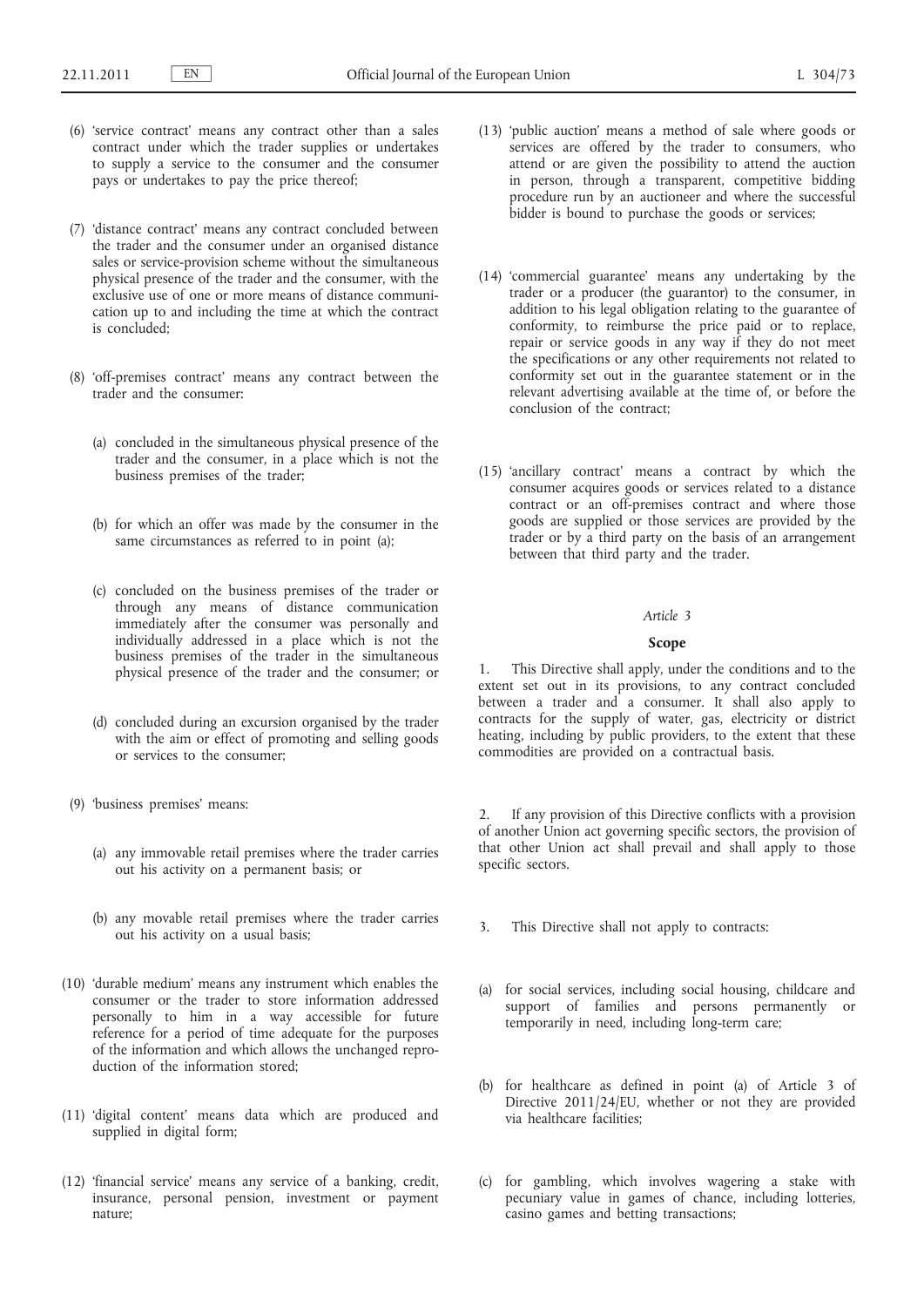(6) 'service contract' means any contract other than a sales contract under which the trader supplies or undertakes to supply a service to the consumer and the consumer pays or undertakes to pay the price thereof;

(7) 'distance contract' means any contract concluded between the trader and the consumer under an organised distance sales or service-provision scheme without the simultaneous physical presence of the trader and the consumer, with the exclusive use of one or more means of distance communication up to and including the time at which the contract is concluded;

(8) 'off-premises contract' means any contract between the trader and the consumer:

   (a) concluded in the simultaneous physical presence of the trader and the consumer, in a place which is not the business premises of the trader;

   (b) for which an offer was made by the consumer in the same circumstances as referred to in point (a);

   (c) concluded on the business premises of the trader or through any means of distance communication immediately after the consumer was personally and individually addressed in a place which is not the business premises of the trader in the simultaneous physical presence of the trader and the consumer; or

   (d) concluded during an excursion organised by the trader with the aim or effect of promoting and selling goods or services to the consumer;

(9) 'business premises' means:

   (a) any immovable retail premises where the trader carries out his activity on a permanent basis; or

   (b) any movable retail premises where the trader carries out his activity on a usual basis;

(10) 'durable medium' means any instrument which enables the consumer or the trader to store information addressed personally to him in a way accessible for future reference for a period of time adequate for the purposes of the information and which allows the unchanged reproduction of the information stored;

(11) 'digital content' means data which are produced and supplied in digital form;

(12) 'financial service' means any service of a banking, credit, insurance, personal pension, investment or payment nature;

(13) 'public auction' means a method of sale where goods or services are offered by the trader to consumers, who attend or are given the possibility to attend the auction in person, through a transparent, competitive bidding procedure run by an auctioneer and where the successful bidder is bound to purchase the goods or services;

(14) 'commercial guarantee' means any undertaking by the trader or a producer (the guarantor) to the consumer, in addition to his legal obligation relating to the guarantee of conformity, to reimburse the price paid or to replace, repair or service goods in any way if they do not meet the specifications or any other requirements not related to conformity set out in the guarantee statement or in the relevant advertising available at the time of, or before the conclusion of the contract;

(15) 'ancillary contract' means a contract by which the consumer acquires goods or services related to a distance contract or an off-premises contract and where those goods are supplied or those services are provided by the trader or by a third party on the basis of an arrangement between that third party and the trader.

*Article 3*

**Scope**

1. This Directive shall apply, under the conditions and to the extent set out in its provisions, to any contract concluded between a trader and a consumer. It shall also apply to contracts for the supply of water, gas, electricity or district heating, including by public providers, to the extent that these commodities are provided on a contractual basis.

2. If any provision of this Directive conflicts with a provision of another Union act governing specific sectors, the provision of that other Union act shall prevail and shall apply to those specific sectors.

3. This Directive shall not apply to contracts:

(a) for social services, including social housing, childcare and support of families and persons permanently or temporarily in need, including long-term care;

(b) for healthcare as defined in point (a) of Article 3 of Directive 2011/24/EU, whether or not they are provided via healthcare facilities;

(c) for gambling, which involves wagering a stake with pecuniary value in games of chance, including lotteries, casino games and betting transactions;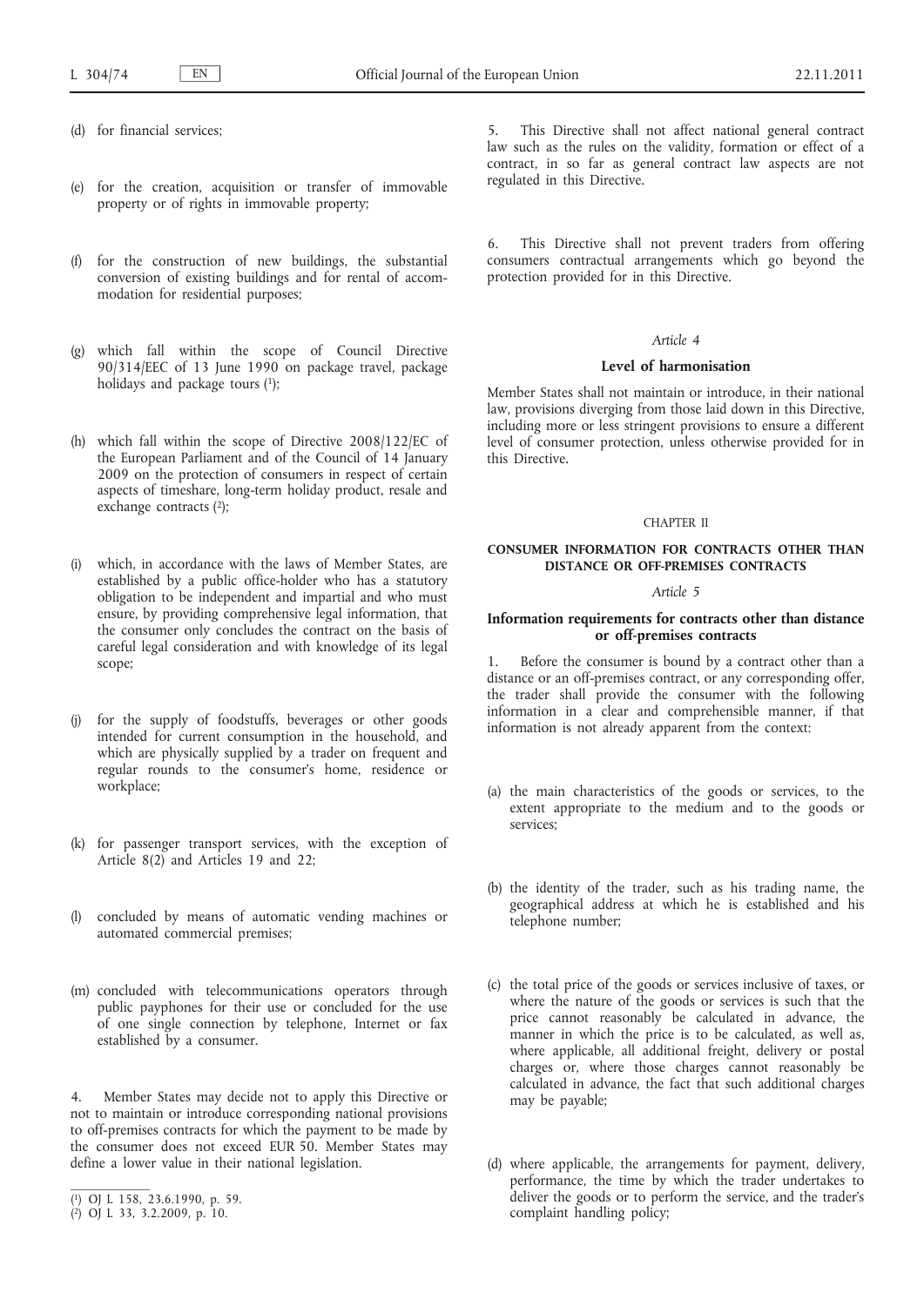(d) for financial services;

(e) for the creation, acquisition or transfer of immovable property or of rights in immovable property;

(f) for the construction of new buildings, the substantial conversion of existing buildings and for rental of accommodation for residential purposes;

(g) which fall within the scope of Council Directive 90/314/EEC of 13 June 1990 on package travel, package holidays and package tours [1];

(h) which fall within the scope of Directive 2008/122/EC of the European Parliament and of the Council of 14 January 2009 on the protection of consumers in respect of certain aspects of timeshare, long-term holiday product, resale and exchange contracts [2];

(i) which, in accordance with the laws of Member States, are established by a public office-holder who has a statutory obligation to be independent and impartial and who must ensure, by providing comprehensive legal information, that the consumer only concludes the contract on the basis of careful legal consideration and with knowledge of its legal scope;

(j) for the supply of foodstuffs, beverages or other goods intended for current consumption in the household, and which are physically supplied by a trader on frequent and regular rounds to the consumer's home, residence or workplace;

(k) for passenger transport services, with the exception of Article 8(2) and Articles 19 and 22;

(l) concluded by means of automatic vending machines or automated commercial premises;

(m) concluded with telecommunications operators through public payphones for their use or concluded for the use of one single connection by telephone, Internet or fax established by a consumer.

4. Member States may decide not to apply this Directive or not to maintain or introduce corresponding national provisions to off-premises contracts for which the payment to be made by the consumer does not exceed EUR 50. Member States may define a lower value in their national legislation.

5. This Directive shall not affect national general contract law such as the rules on the validity, formation or effect of a contract, in so far as general contract law aspects are not regulated in this Directive.

6. This Directive shall not prevent traders from offering consumers contractual arrangements which go beyond the protection provided for in this Directive.

*Article 4*

**Level of harmonisation**

Member States shall not maintain or introduce, in their national law, provisions diverging from those laid down in this Directive, including more or less stringent provisions to ensure a different level of consumer protection, unless otherwise provided for in this Directive.

## CHAPTER II

## CONSUMER INFORMATION FOR CONTRACTS OTHER THAN DISTANCE OR OFF-PREMISES CONTRACTS

*Article 5*

**Information requirements for contracts other than distance or off-premises contracts**

1. Before the consumer is bound by a contract other than a distance or an off-premises contract, or any corresponding offer, the trader shall provide the consumer with the following information in a clear and comprehensible manner, if that information is not already apparent from the context:

(a) the main characteristics of the goods or services, to the extent appropriate to the medium and to the goods or services;

(b) the identity of the trader, such as his trading name, the geographical address at which he is established and his telephone number;

(c) the total price of the goods or services inclusive of taxes, or where the nature of the goods or services is such that the price cannot reasonably be calculated in advance, the manner in which the price is to be calculated, as well as, where applicable, all additional freight, delivery or postal charges or, where those charges cannot reasonably be calculated in advance, the fact that such additional charges may be payable;

(d) where applicable, the arrangements for payment, delivery, performance, the time by which the trader undertakes to deliver the goods or to perform the service, and the trader's complaint handling policy;

---

[1] OJ L 158, 23.6.1990, p. 59.

[2] OJ L 33, 3.2.2009, p. 10.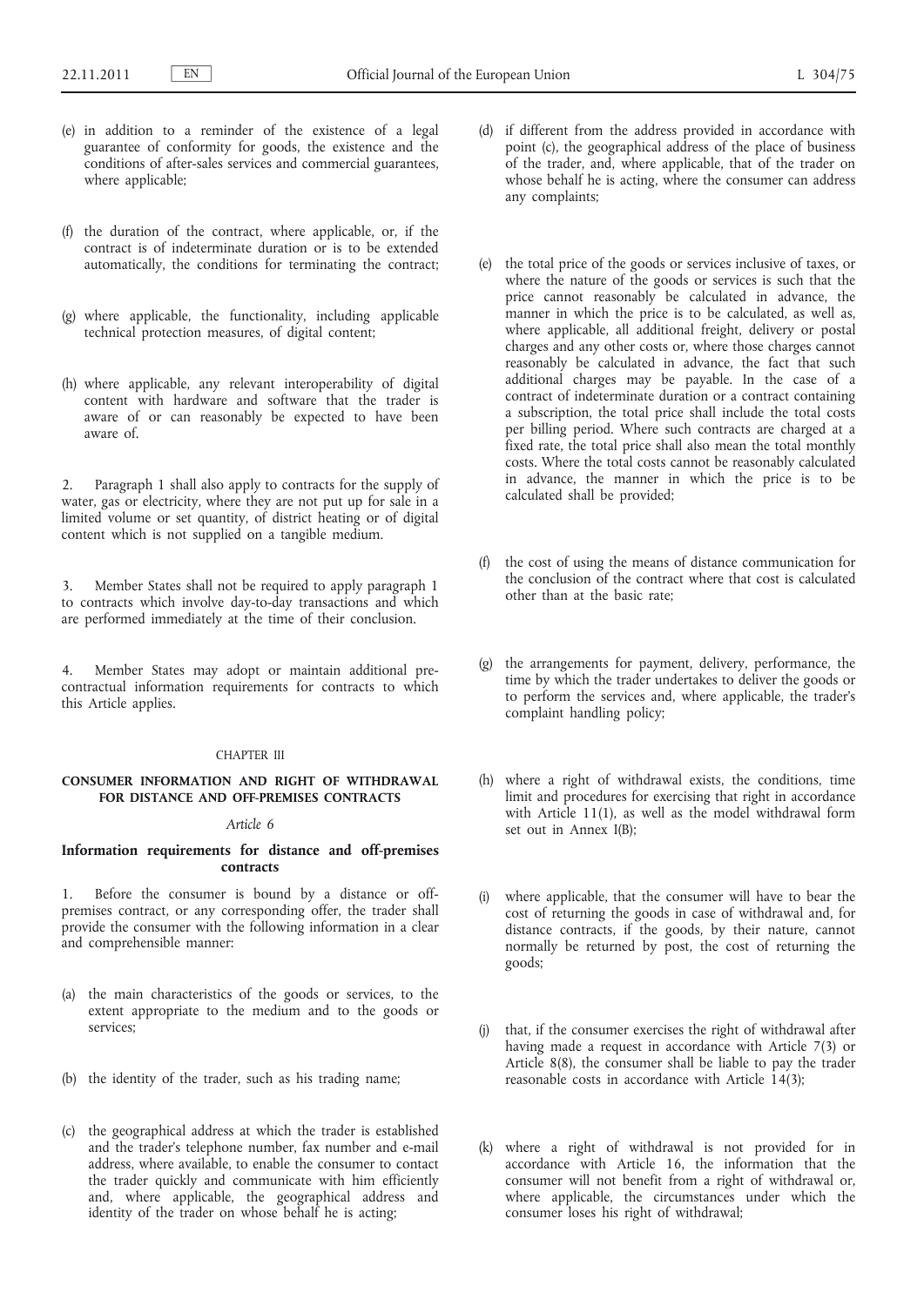(e) in addition to a reminder of the existence of a legal guarantee of conformity for goods, the existence and the conditions of after-sales services and commercial guarantees, where applicable;

(f) the duration of the contract, where applicable, or, if the contract is of indeterminate duration or is to be extended automatically, the conditions for terminating the contract;

(g) where applicable, the functionality, including applicable technical protection measures, of digital content;

(h) where applicable, any relevant interoperability of digital content with hardware and software that the trader is aware of or can reasonably be expected to have been aware of.

2. Paragraph 1 shall also apply to contracts for the supply of water, gas or electricity, where they are not put up for sale in a limited volume or set quantity, of district heating or of digital content which is not supplied on a tangible medium.

3. Member States shall not be required to apply paragraph 1 to contracts which involve day-to-day transactions and which are performed immediately at the time of their conclusion.

4. Member States may adopt or maintain additional pre-contractual information requirements for contracts to which this Article applies.

CHAPTER III

## CONSUMER INFORMATION AND RIGHT OF WITHDRAWAL FOR DISTANCE AND OFF-PREMISES CONTRACTS

*Article 6*

### Information requirements for distance and off-premises contracts

1. Before the consumer is bound by a distance or off-premises contract, or any corresponding offer, the trader shall provide the consumer with the following information in a clear and comprehensible manner:

(a) the main characteristics of the goods or services, to the extent appropriate to the medium and to the goods or services;

(b) the identity of the trader, such as his trading name;

(c) the geographical address at which the trader is established and the trader's telephone number, fax number and e-mail address, where available, to enable the consumer to contact the trader quickly and communicate with him efficiently and, where applicable, the geographical address and identity of the trader on whose behalf he is acting;

(d) if different from the address provided in accordance with point (c), the geographical address of the place of business of the trader, and, where applicable, that of the trader on whose behalf he is acting, where the consumer can address any complaints;

(e) the total price of the goods or services inclusive of taxes, or where the nature of the goods or services is such that the price cannot reasonably be calculated in advance, the manner in which the price is to be calculated, as well as, where applicable, all additional freight, delivery or postal charges and any other costs or, where those charges cannot reasonably be calculated in advance, the fact that such additional charges may be payable. In the case of a contract of indeterminate duration or a contract containing a subscription, the total price shall include the total costs per billing period. Where such contracts are charged at a fixed rate, the total price shall also mean the total monthly costs. Where the total costs cannot be reasonably calculated in advance, the manner in which the price is to be calculated shall be provided;

(f) the cost of using the means of distance communication for the conclusion of the contract where that cost is calculated other than at the basic rate;

(g) the arrangements for payment, delivery, performance, the time by which the trader undertakes to deliver the goods or to perform the services and, where applicable, the trader's complaint handling policy;

(h) where a right of withdrawal exists, the conditions, time limit and procedures for exercising that right in accordance with Article 11(1), as well as the model withdrawal form set out in Annex I(B);

(i) where applicable, that the consumer will have to bear the cost of returning the goods in case of withdrawal and, for distance contracts, if the goods, by their nature, cannot normally be returned by post, the cost of returning the goods;

(j) that, if the consumer exercises the right of withdrawal after having made a request in accordance with Article 7(3) or Article 8(8), the consumer shall be liable to pay the trader reasonable costs in accordance with Article 14(3);

(k) where a right of withdrawal is not provided for in accordance with Article 16, the information that the consumer will not benefit from a right of withdrawal or, where applicable, the circumstances under which the consumer loses his right of withdrawal;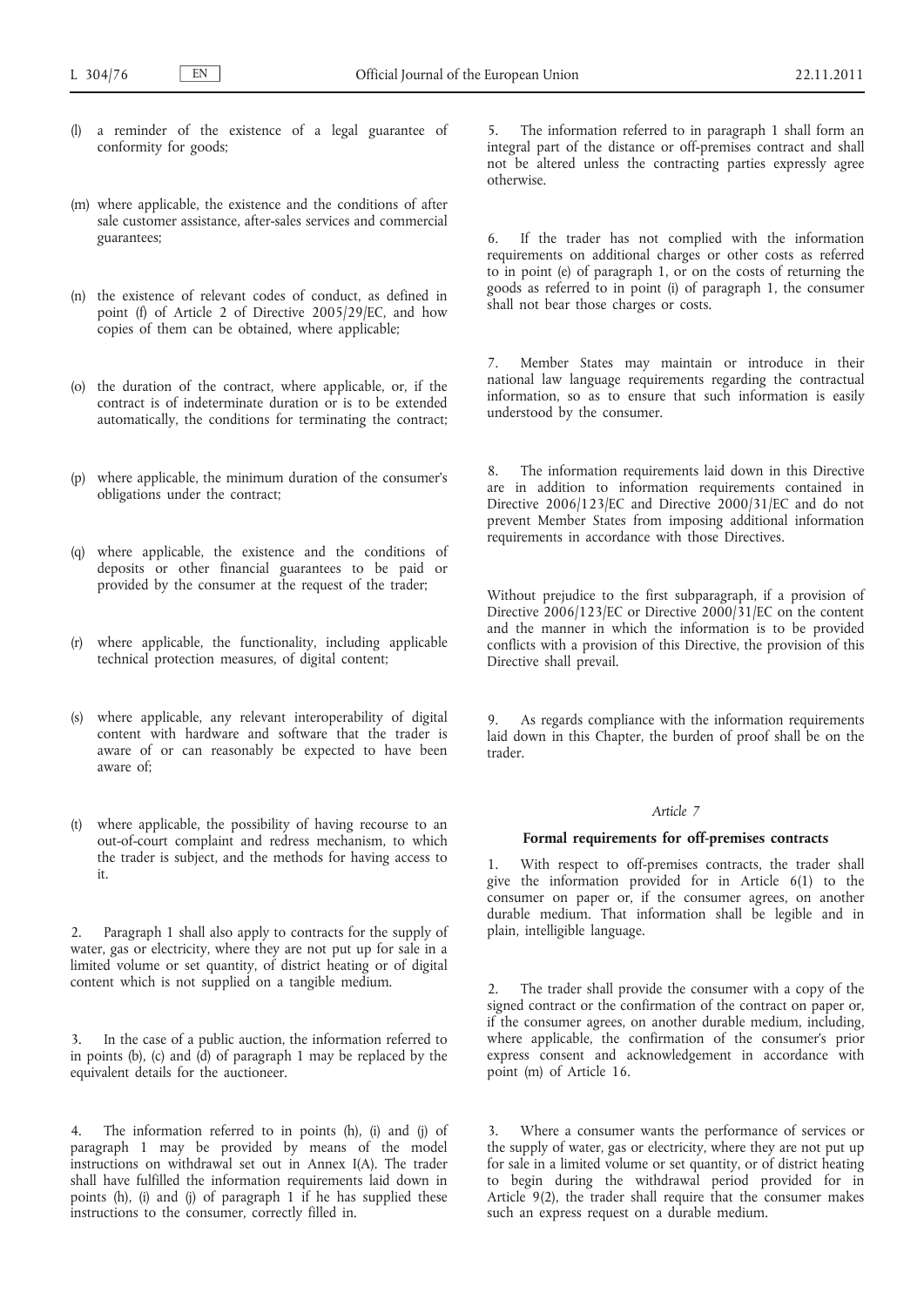(l) a reminder of the existence of a legal guarantee of conformity for goods;

(m) where applicable, the existence and the conditions of after sale customer assistance, after-sales services and commercial guarantees;

(n) the existence of relevant codes of conduct, as defined in point (f) of Article 2 of Directive 2005/29/EC, and how copies of them can be obtained, where applicable;

(o) the duration of the contract, where applicable, or, if the contract is of indeterminate duration or is to be extended automatically, the conditions for terminating the contract;

(p) where applicable, the minimum duration of the consumer's obligations under the contract;

(q) where applicable, the existence and the conditions of deposits or other financial guarantees to be paid or provided by the consumer at the request of the trader;

(r) where applicable, the functionality, including applicable technical protection measures, of digital content;

(s) where applicable, any relevant interoperability of digital content with hardware and software that the trader is aware of or can reasonably be expected to have been aware of;

(t) where applicable, the possibility of having recourse to an out-of-court complaint and redress mechanism, to which the trader is subject, and the methods for having access to it.

2. Paragraph 1 shall also apply to contracts for the supply of water, gas or electricity, where they are not put up for sale in a limited volume or set quantity, of district heating or of digital content which is not supplied on a tangible medium.

3. In the case of a public auction, the information referred to in points (b), (c) and (d) of paragraph 1 may be replaced by the equivalent details for the auctioneer.

4. The information referred to in points (h), (i) and (j) of paragraph 1 may be provided by means of the model instructions on withdrawal set out in Annex I(A). The trader shall have fulfilled the information requirements laid down in points (h), (i) and (j) of paragraph 1 if he has supplied these instructions to the consumer, correctly filled in.

5. The information referred to in paragraph 1 shall form an integral part of the distance or off-premises contract and shall not be altered unless the contracting parties expressly agree otherwise.

6. If the trader has not complied with the information requirements on additional charges or other costs as referred to in point (e) of paragraph 1, or on the costs of returning the goods as referred to in point (i) of paragraph 1, the consumer shall not bear those charges or costs.

7. Member States may maintain or introduce in their national law language requirements regarding the contractual information, so as to ensure that such information is easily understood by the consumer.

8. The information requirements laid down in this Directive are in addition to information requirements contained in Directive 2006/123/EC and Directive 2000/31/EC and do not prevent Member States from imposing additional information requirements in accordance with those Directives.

Without prejudice to the first subparagraph, if a provision of Directive 2006/123/EC or Directive 2000/31/EC on the content and the manner in which the information is to be provided conflicts with a provision of this Directive, the provision of this Directive shall prevail.

9. As regards compliance with the information requirements laid down in this Chapter, the burden of proof shall be on the trader.

*Article 7*

### Formal requirements for off-premises contracts

1. With respect to off-premises contracts, the trader shall give the information provided for in Article 6(1) to the consumer on paper or, if the consumer agrees, on another durable medium. That information shall be legible and in plain, intelligible language.

2. The trader shall provide the consumer with a copy of the signed contract or the confirmation of the contract on paper or, if the consumer agrees, on another durable medium, including, where applicable, the confirmation of the consumer's prior express consent and acknowledgement in accordance with point (m) of Article 16.

3. Where a consumer wants the performance of services or the supply of water, gas or electricity, where they are not put up for sale in a limited volume or set quantity, or of district heating to begin during the withdrawal period provided for in Article 9(2), the trader shall require that the consumer makes such an express request on a durable medium.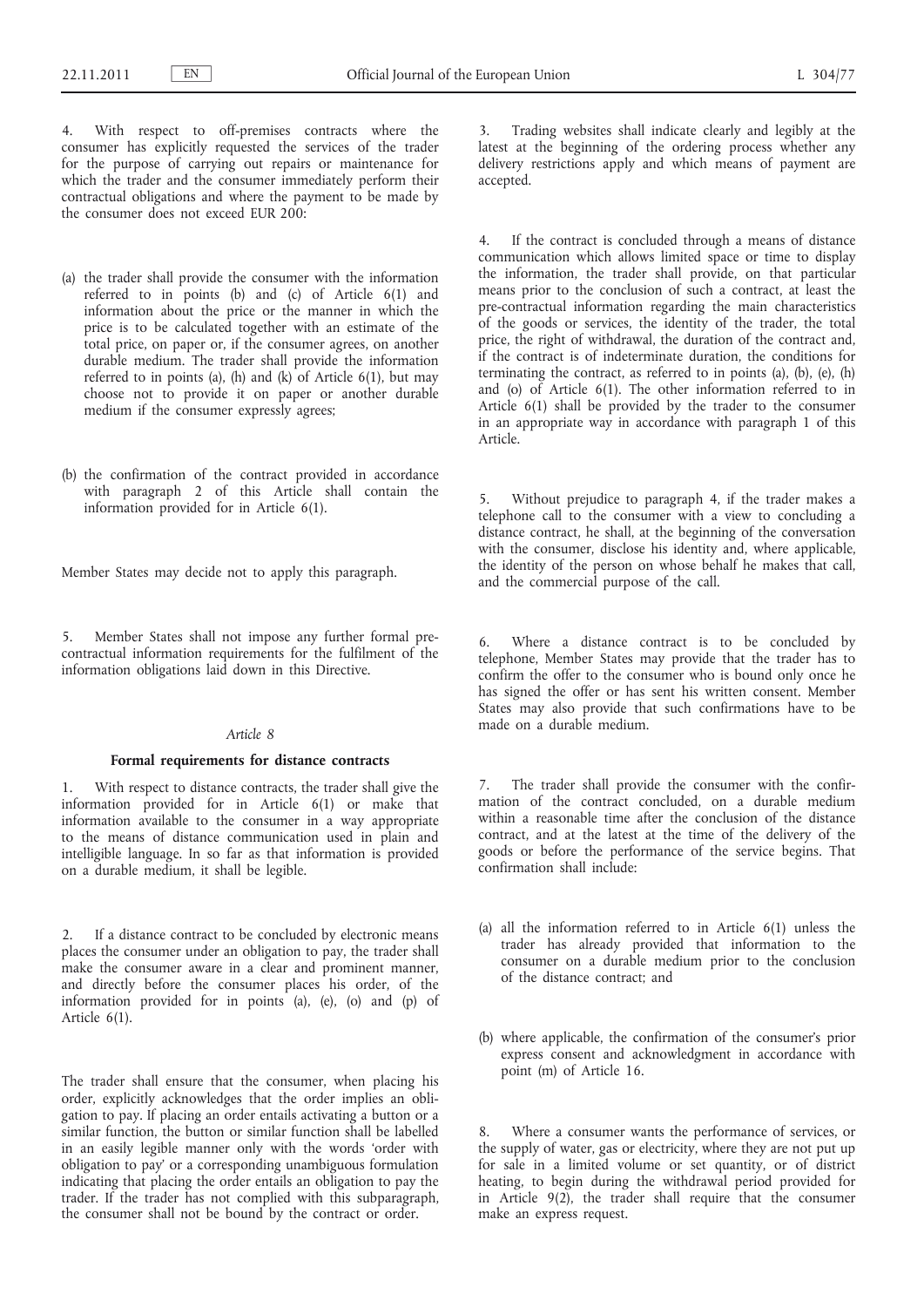4. With respect to off-premises contracts where the consumer has explicitly requested the services of the trader for the purpose of carrying out repairs or maintenance for which the trader and the consumer immediately perform their contractual obligations and where the payment to be made by the consumer does not exceed EUR 200:

(a) the trader shall provide the consumer with the information referred to in points (b) and (c) of Article 6(1) and information about the price or the manner in which the price is to be calculated together with an estimate of the total price, on paper or, if the consumer agrees, on another durable medium. The trader shall provide the information referred to in points (a), (h) and (k) of Article 6(1), but may choose not to provide it on paper or another durable medium if the consumer expressly agrees;

(b) the confirmation of the contract provided in accordance with paragraph 2 of this Article shall contain the information provided for in Article 6(1).

Member States may decide not to apply this paragraph.

5. Member States shall not impose any further formal pre-contractual information requirements for the fulfilment of the information obligations laid down in this Directive.

*Article 8*

**Formal requirements for distance contracts**

1. With respect to distance contracts, the trader shall give the information provided for in Article 6(1) or make that information available to the consumer in a way appropriate to the means of distance communication used in plain and intelligible language. In so far as that information is provided on a durable medium, it shall be legible.

2. If a distance contract to be concluded by electronic means places the consumer under an obligation to pay, the trader shall make the consumer aware in a clear and prominent manner, and directly before the consumer places his order, of the information provided for in points (a), (e), (o) and (p) of Article 6(1).

The trader shall ensure that the consumer, when placing his order, explicitly acknowledges that the order implies an obligation to pay. If placing an order entails activating a button or a similar function, the button or similar function shall be labelled in an easily legible manner only with the words 'order with obligation to pay' or a corresponding unambiguous formulation indicating that placing the order entails an obligation to pay the trader. If the trader has not complied with this subparagraph, the consumer shall not be bound by the contract or order.

3. Trading websites shall indicate clearly and legibly at the latest at the beginning of the ordering process whether any delivery restrictions apply and which means of payment are accepted.

4. If the contract is concluded through a means of distance communication which allows limited space or time to display the information, the trader shall provide, on that particular means prior to the conclusion of such a contract, at least the pre-contractual information regarding the main characteristics of the goods or services, the identity of the trader, the total price, the right of withdrawal, the duration of the contract and, if the contract is of indeterminate duration, the conditions for terminating the contract, as referred to in points (a), (b), (e), (h) and (o) of Article 6(1). The other information referred to in Article 6(1) shall be provided by the trader to the consumer in an appropriate way in accordance with paragraph 1 of this Article.

5. Without prejudice to paragraph 4, if the trader makes a telephone call to the consumer with a view to concluding a distance contract, he shall, at the beginning of the conversation with the consumer, disclose his identity and, where applicable, the identity of the person on whose behalf he makes that call, and the commercial purpose of the call.

6. Where a distance contract is to be concluded by telephone, Member States may provide that the trader has to confirm the offer to the consumer who is bound only once he has signed the offer or has sent his written consent. Member States may also provide that such confirmations have to be made on a durable medium.

7. The trader shall provide the consumer with the confirmation of the contract concluded, on a durable medium within a reasonable time after the conclusion of the distance contract, and at the latest at the time of the delivery of the goods or before the performance of the service begins. That confirmation shall include:

(a) all the information referred to in Article 6(1) unless the trader has already provided that information to the consumer on a durable medium prior to the conclusion of the distance contract; and

(b) where applicable, the confirmation of the consumer's prior express consent and acknowledgment in accordance with point (m) of Article 16.

8. Where a consumer wants the performance of services, or the supply of water, gas or electricity, where they are not put up for sale in a limited volume or set quantity, or of district heating, to begin during the withdrawal period provided for in Article 9(2), the trader shall require that the consumer make an express request.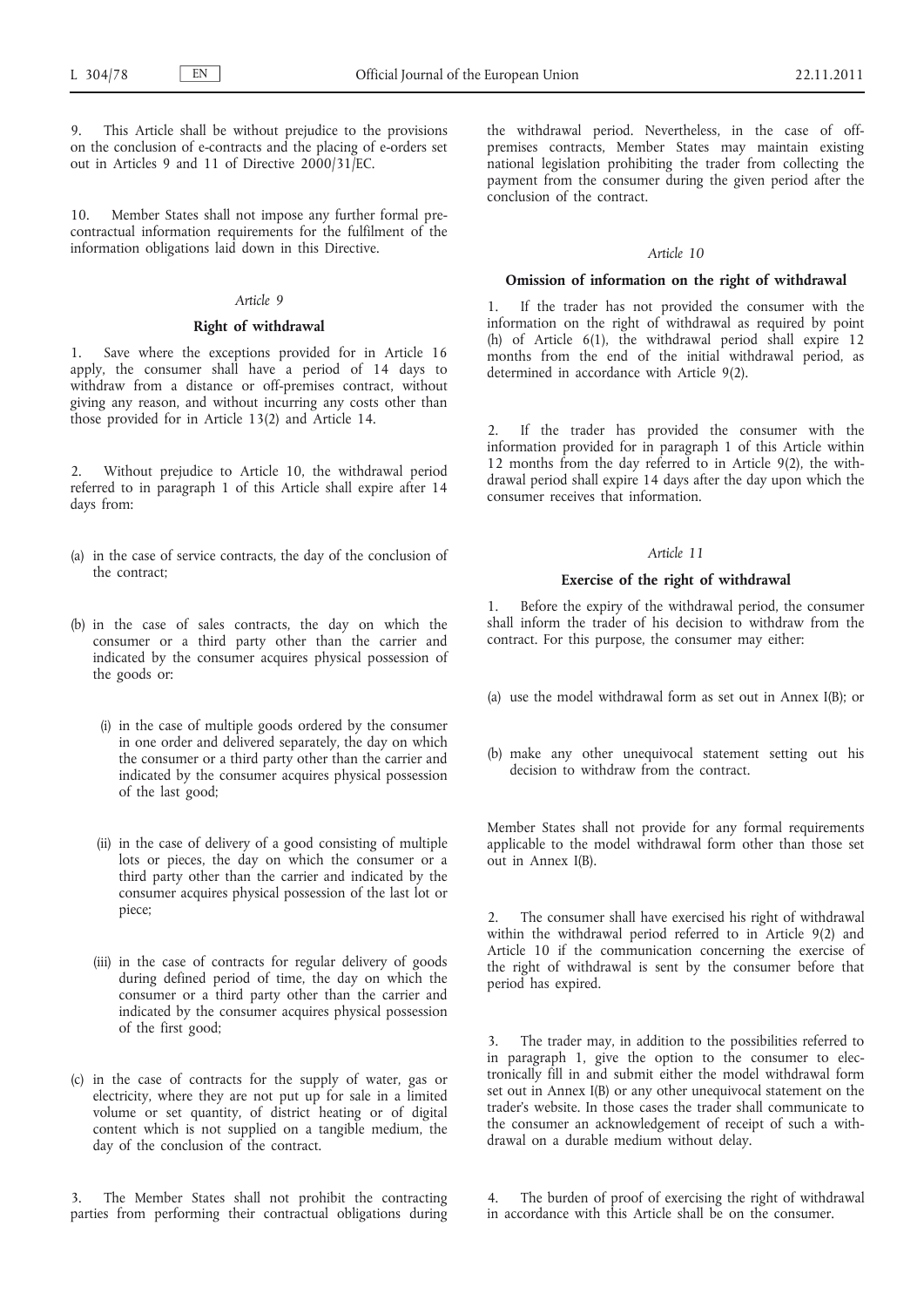9. This Article shall be without prejudice to the provisions on the conclusion of e-contracts and the placing of e-orders set out in Articles 9 and 11 of Directive 2000/31/EC.

10. Member States shall not impose any further formal pre-contractual information requirements for the fulfilment of the information obligations laid down in this Directive.

*Article 9*

**Right of withdrawal**

1. Save where the exceptions provided for in Article 16 apply, the consumer shall have a period of 14 days to withdraw from a distance or off-premises contract, without giving any reason, and without incurring any costs other than those provided for in Article 13(2) and Article 14.

2. Without prejudice to Article 10, the withdrawal period referred to in paragraph 1 of this Article shall expire after 14 days from:

(a) in the case of service contracts, the day of the conclusion of the contract;

(b) in the case of sales contracts, the day on which the consumer or a third party other than the carrier and indicated by the consumer acquires physical possession of the goods or:

(i) in the case of multiple goods ordered by the consumer in one order and delivered separately, the day on which the consumer or a third party other than the carrier and indicated by the consumer acquires physical possession of the last good;

(ii) in the case of delivery of a good consisting of multiple lots or pieces, the day on which the consumer or a third party other than the carrier and indicated by the consumer acquires physical possession of the last lot or piece;

(iii) in the case of contracts for regular delivery of goods during defined period of time, the day on which the consumer or a third party other than the carrier and indicated by the consumer acquires physical possession of the first good;

(c) in the case of contracts for the supply of water, gas or electricity, where they are not put up for sale in a limited volume or set quantity, of district heating or of digital content which is not supplied on a tangible medium, the day of the conclusion of the contract.

3. The Member States shall not prohibit the contracting parties from performing their contractual obligations during the withdrawal period. Nevertheless, in the case of off-premises contracts, Member States may maintain existing national legislation prohibiting the trader from collecting the payment from the consumer during the given period after the conclusion of the contract.

*Article 10*

**Omission of information on the right of withdrawal**

1. If the trader has not provided the consumer with the information on the right of withdrawal as required by point (h) of Article 6(1), the withdrawal period shall expire 12 months from the end of the initial withdrawal period, as determined in accordance with Article 9(2).

2. If the trader has provided the consumer with the information provided for in paragraph 1 of this Article within 12 months from the day referred to in Article 9(2), the withdrawal period shall expire 14 days after the day upon which the consumer receives that information.

*Article 11*

**Exercise of the right of withdrawal**

1. Before the expiry of the withdrawal period, the consumer shall inform the trader of his decision to withdraw from the contract. For this purpose, the consumer may either:

(a) use the model withdrawal form as set out in Annex I(B); or

(b) make any other unequivocal statement setting out his decision to withdraw from the contract.

Member States shall not provide for any formal requirements applicable to the model withdrawal form other than those set out in Annex I(B).

2. The consumer shall have exercised his right of withdrawal within the withdrawal period referred to in Article 9(2) and Article 10 if the communication concerning the exercise of the right of withdrawal is sent by the consumer before that period has expired.

3. The trader may, in addition to the possibilities referred to in paragraph 1, give the option to the consumer to electronically fill in and submit either the model withdrawal form set out in Annex I(B) or any other unequivocal statement on the trader's website. In those cases the trader shall communicate to the consumer an acknowledgement of receipt of such a withdrawal on a durable medium without delay.

4. The burden of proof of exercising the right of withdrawal in accordance with this Article shall be on the consumer.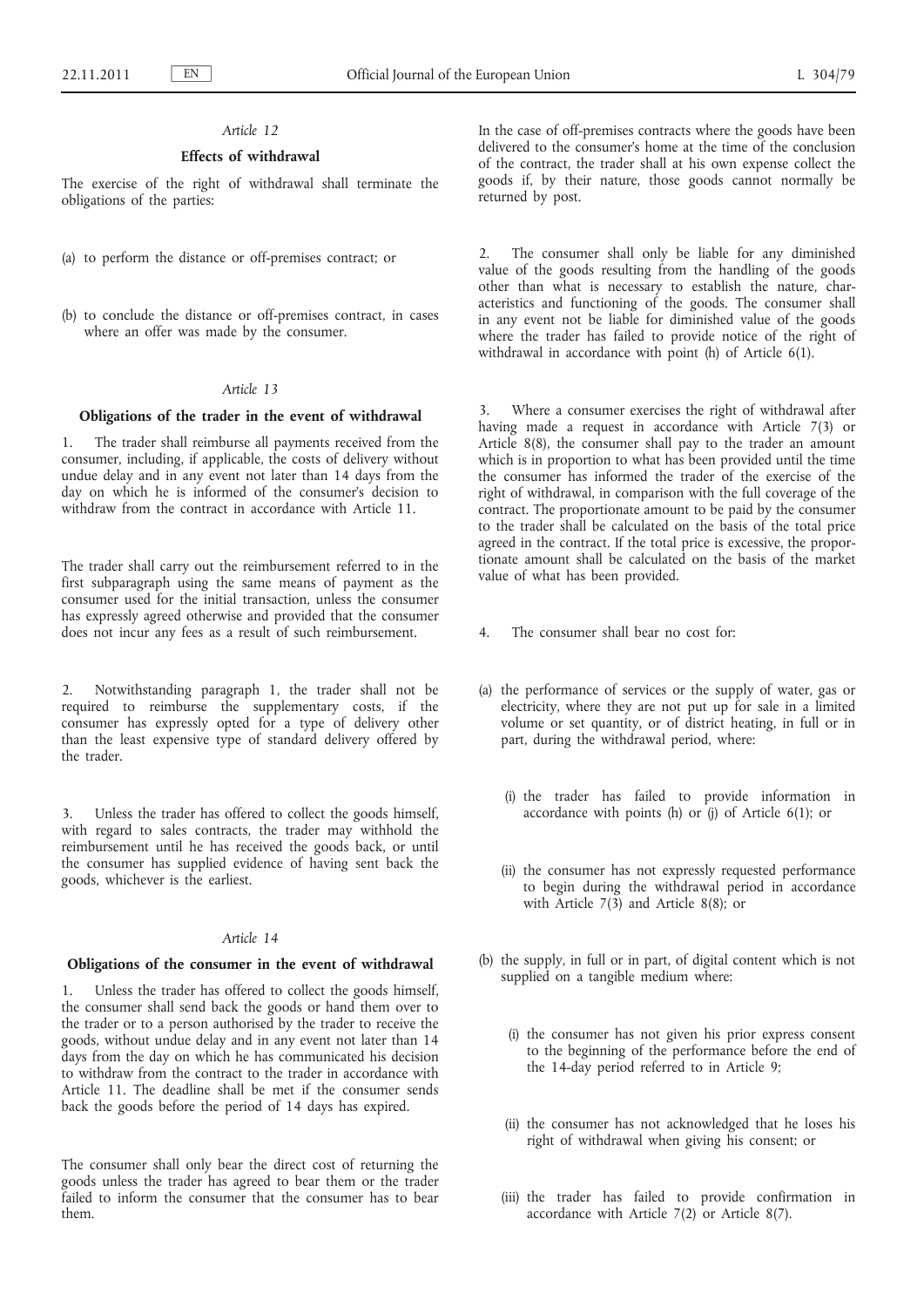*Article 12*

**Effects of withdrawal**

The exercise of the right of withdrawal shall terminate the obligations of the parties:

(a) to perform the distance or off-premises contract; or

(b) to conclude the distance or off-premises contract, in cases where an offer was made by the consumer.

*Article 13*

**Obligations of the trader in the event of withdrawal**

1. The trader shall reimburse all payments received from the consumer, including, if applicable, the costs of delivery without undue delay and in any event not later than 14 days from the day on which he is informed of the consumer's decision to withdraw from the contract in accordance with Article 11.

The trader shall carry out the reimbursement referred to in the first subparagraph using the same means of payment as the consumer used for the initial transaction, unless the consumer has expressly agreed otherwise and provided that the consumer does not incur any fees as a result of such reimbursement.

2. Notwithstanding paragraph 1, the trader shall not be required to reimburse the supplementary costs, if the consumer has expressly opted for a type of delivery other than the least expensive type of standard delivery offered by the trader.

3. Unless the trader has offered to collect the goods himself, with regard to sales contracts, the trader may withhold the reimbursement until he has received the goods back, or until the consumer has supplied evidence of having sent back the goods, whichever is the earliest.

*Article 14*

**Obligations of the consumer in the event of withdrawal**

1. Unless the trader has offered to collect the goods himself, the consumer shall send back the goods or hand them over to the trader or to a person authorised by the trader to receive the goods, without undue delay and in any event not later than 14 days from the day on which he has communicated his decision to withdraw from the contract to the trader in accordance with Article 11. The deadline shall be met if the consumer sends back the goods before the period of 14 days has expired.

The consumer shall only bear the direct cost of returning the goods unless the trader has agreed to bear them or the trader failed to inform the consumer that the consumer has to bear them.

In the case of off-premises contracts where the goods have been delivered to the consumer's home at the time of the conclusion of the contract, the trader shall at his own expense collect the goods if, by their nature, those goods cannot normally be returned by post.

2. The consumer shall only be liable for any diminished value of the goods resulting from the handling of the goods other than what is necessary to establish the nature, characteristics and functioning of the goods. The consumer shall in any event not be liable for diminished value of the goods where the trader has failed to provide notice of the right of withdrawal in accordance with point (h) of Article 6(1).

3. Where a consumer exercises the right of withdrawal after having made a request in accordance with Article 7(3) or Article 8(8), the consumer shall pay to the trader an amount which is in proportion to what has been provided until the time the consumer has informed the trader of the exercise of the right of withdrawal, in comparison with the full coverage of the contract. The proportionate amount to be paid by the consumer to the trader shall be calculated on the basis of the total price agreed in the contract. If the total price is excessive, the proportionate amount shall be calculated on the basis of the market value of what has been provided.

4. The consumer shall bear no cost for:

(a) the performance of services or the supply of water, gas or electricity, where they are not put up for sale in a limited volume or set quantity, or of district heating, in full or in part, during the withdrawal period, where:

(i) the trader has failed to provide information in accordance with points (h) or (j) of Article 6(1); or

(ii) the consumer has not expressly requested performance to begin during the withdrawal period in accordance with Article 7(3) and Article 8(8); or

(b) the supply, in full or in part, of digital content which is not supplied on a tangible medium where:

(i) the consumer has not given his prior express consent to the beginning of the performance before the end of the 14-day period referred to in Article 9;

(ii) the consumer has not acknowledged that he loses his right of withdrawal when giving his consent; or

(iii) the trader has failed to provide confirmation in accordance with Article 7(2) or Article 8(7).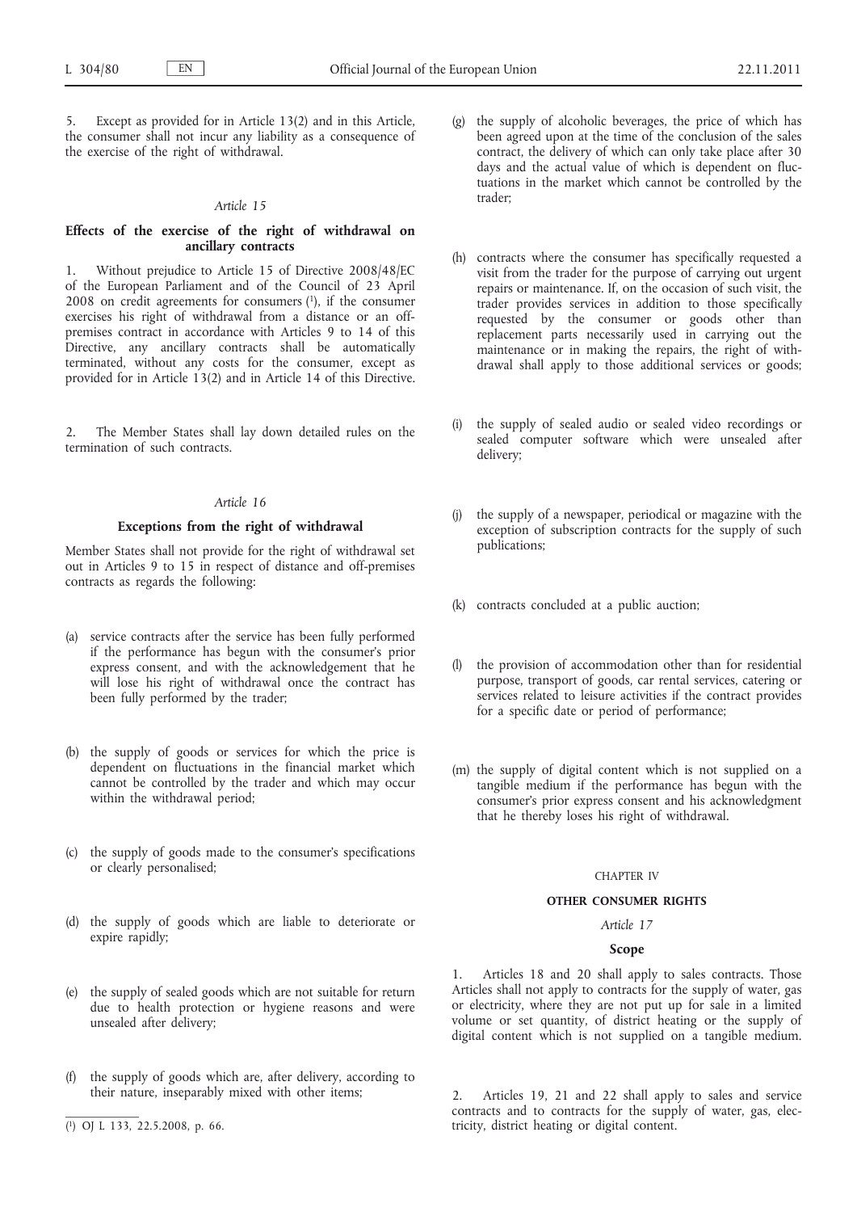5. Except as provided for in Article 13(2) and in this Article, the consumer shall not incur any liability as a consequence of the exercise of the right of withdrawal.

*Article 15*

**Effects of the exercise of the right of withdrawal on ancillary contracts**

1. Without prejudice to Article 15 of Directive 2008/48/EC of the European Parliament and of the Council of 23 April 2008 on credit agreements for consumers [1], if the consumer exercises his right of withdrawal from a distance or an off-premises contract in accordance with Articles 9 to 14 of this Directive, any ancillary contracts shall be automatically terminated, without any costs for the consumer, except as provided for in Article 13(2) and in Article 14 of this Directive.

2. The Member States shall lay down detailed rules on the termination of such contracts.

*Article 16*

**Exceptions from the right of withdrawal**

Member States shall not provide for the right of withdrawal set out in Articles 9 to 15 in respect of distance and off-premises contracts as regards the following:

(a) service contracts after the service has been fully performed if the performance has begun with the consumer's prior express consent, and with the acknowledgement that he will lose his right of withdrawal once the contract has been fully performed by the trader;

(b) the supply of goods or services for which the price is dependent on fluctuations in the financial market which cannot be controlled by the trader and which may occur within the withdrawal period;

(c) the supply of goods made to the consumer's specifications or clearly personalised;

(d) the supply of goods which are liable to deteriorate or expire rapidly;

(e) the supply of sealed goods which are not suitable for return due to health protection or hygiene reasons and were unsealed after delivery;

(f) the supply of goods which are, after delivery, according to their nature, inseparably mixed with other items;

(g) the supply of alcoholic beverages, the price of which has been agreed upon at the time of the conclusion of the sales contract, the delivery of which can only take place after 30 days and the actual value of which is dependent on fluctuations in the market which cannot be controlled by the trader;

(h) contracts where the consumer has specifically requested a visit from the trader for the purpose of carrying out urgent repairs or maintenance. If, on the occasion of such visit, the trader provides services in addition to those specifically requested by the consumer or goods other than replacement parts necessarily used in carrying out the maintenance or in making the repairs, the right of withdrawal shall apply to those additional services or goods;

(i) the supply of sealed audio or sealed video recordings or sealed computer software which were unsealed after delivery;

(j) the supply of a newspaper, periodical or magazine with the exception of subscription contracts for the supply of such publications;

(k) contracts concluded at a public auction;

(l) the provision of accommodation other than for residential purpose, transport of goods, car rental services, catering or services related to leisure activities if the contract provides for a specific date or period of performance;

(m) the supply of digital content which is not supplied on a tangible medium if the performance has begun with the consumer's prior express consent and his acknowledgment that he thereby loses his right of withdrawal.

CHAPTER IV

**OTHER CONSUMER RIGHTS**

*Article 17*

**Scope**

1. Articles 18 and 20 shall apply to sales contracts. Those Articles shall not apply to contracts for the supply of water, gas or electricity, where they are not put up for sale in a limited volume or set quantity, of district heating or the supply of digital content which is not supplied on a tangible medium.

2. Articles 19, 21 and 22 shall apply to sales and service contracts and to contracts for the supply of water, gas, electricity, district heating or digital content.

---

[1] OJ L 133, 22.5.2008, p. 66.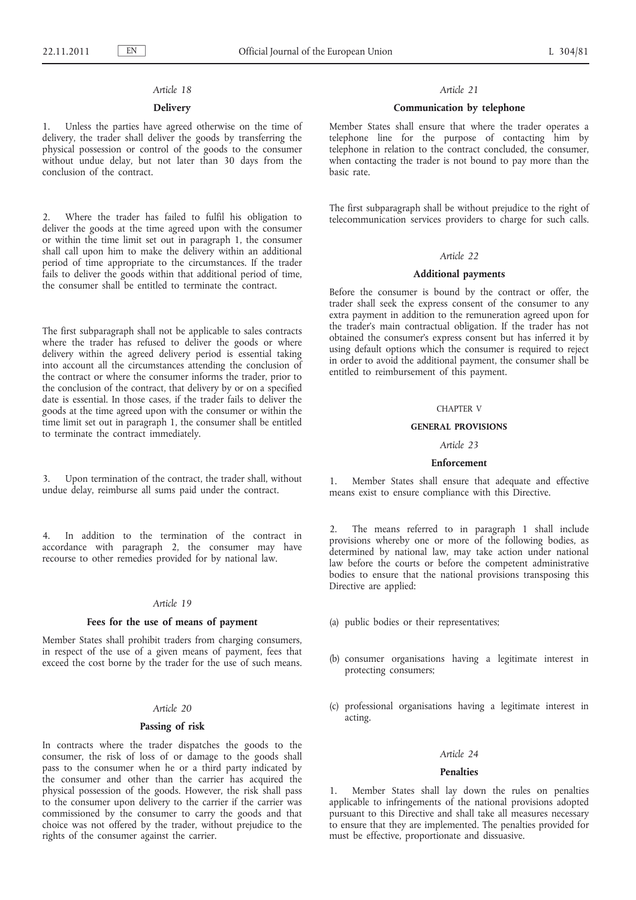*Article 18*

**Delivery**

1. Unless the parties have agreed otherwise on the time of delivery, the trader shall deliver the goods by transferring the physical possession or control of the goods to the consumer without undue delay, but not later than 30 days from the conclusion of the contract.

2. Where the trader has failed to fulfil his obligation to deliver the goods at the time agreed upon with the consumer or within the time limit set out in paragraph 1, the consumer shall call upon him to make the delivery within an additional period of time appropriate to the circumstances. If the trader fails to deliver the goods within that additional period of time, the consumer shall be entitled to terminate the contract.

The first subparagraph shall not be applicable to sales contracts where the trader has refused to deliver the goods or where delivery within the agreed delivery period is essential taking into account all the circumstances attending the conclusion of the contract or where the consumer informs the trader, prior to the conclusion of the contract, that delivery by or on a specified date is essential. In those cases, if the trader fails to deliver the goods at the time agreed upon with the consumer or within the time limit set out in paragraph 1, the consumer shall be entitled to terminate the contract immediately.

3. Upon termination of the contract, the trader shall, without undue delay, reimburse all sums paid under the contract.

4. In addition to the termination of the contract in accordance with paragraph 2, the consumer may have recourse to other remedies provided for by national law.

*Article 19*

**Fees for the use of means of payment**

Member States shall prohibit traders from charging consumers, in respect of the use of a given means of payment, fees that exceed the cost borne by the trader for the use of such means.

*Article 20*

**Passing of risk**

In contracts where the trader dispatches the goods to the consumer, the risk of loss of or damage to the goods shall pass to the consumer when he or a third party indicated by the consumer and other than the carrier has acquired the physical possession of the goods. However, the risk shall pass to the consumer upon delivery to the carrier if the carrier was commissioned by the consumer to carry the goods and that choice was not offered by the trader, without prejudice to the rights of the consumer against the carrier.

*Article 21*

**Communication by telephone**

Member States shall ensure that where the trader operates a telephone line for the purpose of contacting him by telephone in relation to the contract concluded, the consumer, when contacting the trader is not bound to pay more than the basic rate.

The first subparagraph shall be without prejudice to the right of telecommunication services providers to charge for such calls.

*Article 22*

**Additional payments**

Before the consumer is bound by the contract or offer, the trader shall seek the express consent of the consumer to any extra payment in addition to the remuneration agreed upon for the trader's main contractual obligation. If the trader has not obtained the consumer's express consent but has inferred it by using default options which the consumer is required to reject in order to avoid the additional payment, the consumer shall be entitled to reimbursement of this payment.

CHAPTER V

**GENERAL PROVISIONS**

*Article 23*

**Enforcement**

1. Member States shall ensure that adequate and effective means exist to ensure compliance with this Directive.

2. The means referred to in paragraph 1 shall include provisions whereby one or more of the following bodies, as determined by national law, may take action under national law before the courts or before the competent administrative bodies to ensure that the national provisions transposing this Directive are applied:

(a) public bodies or their representatives;

(b) consumer organisations having a legitimate interest in protecting consumers;

(c) professional organisations having a legitimate interest in acting.

*Article 24*

**Penalties**

1. Member States shall lay down the rules on penalties applicable to infringements of the national provisions adopted pursuant to this Directive and shall take all measures necessary to ensure that they are implemented. The penalties provided for must be effective, proportionate and dissuasive.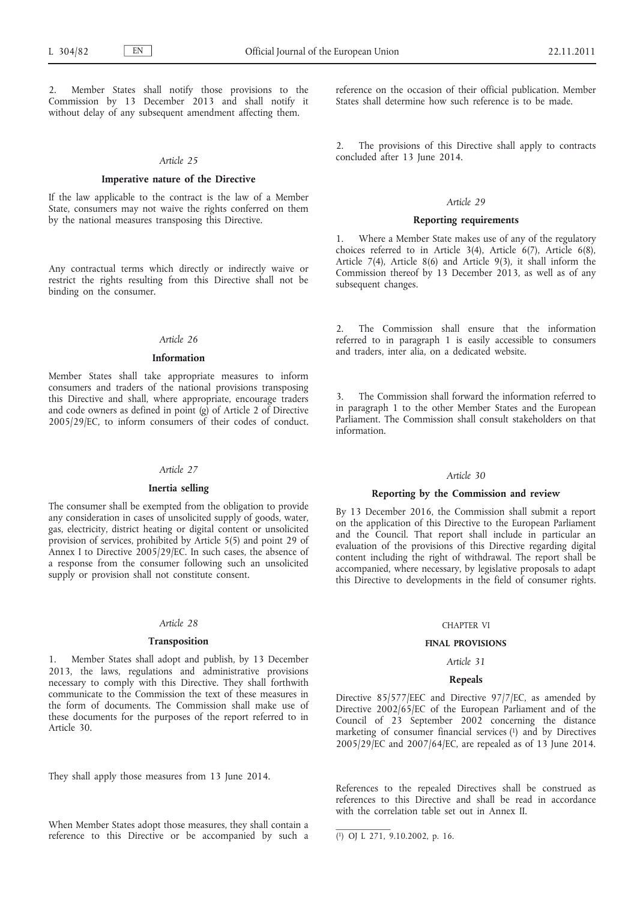2. Member States shall notify those provisions to the Commission by 13 December 2013 and shall notify it without delay of any subsequent amendment affecting them.

*Article 25*

**Imperative nature of the Directive**

If the law applicable to the contract is the law of a Member State, consumers may not waive the rights conferred on them by the national measures transposing this Directive.

Any contractual terms which directly or indirectly waive or restrict the rights resulting from this Directive shall not be binding on the consumer.

*Article 26*

**Information**

Member States shall take appropriate measures to inform consumers and traders of the national provisions transposing this Directive and shall, where appropriate, encourage traders and code owners as defined in point (g) of Article 2 of Directive 2005/29/EC, to inform consumers of their codes of conduct.

*Article 27*

**Inertia selling**

The consumer shall be exempted from the obligation to provide any consideration in cases of unsolicited supply of goods, water, gas, electricity, district heating or digital content or unsolicited provision of services, prohibited by Article 5(5) and point 29 of Annex I to Directive 2005/29/EC. In such cases, the absence of a response from the consumer following such an unsolicited supply or provision shall not constitute consent.

*Article 28*

**Transposition**

1. Member States shall adopt and publish, by 13 December 2013, the laws, regulations and administrative provisions necessary to comply with this Directive. They shall forthwith communicate to the Commission the text of these measures in the form of documents. The Commission shall make use of these documents for the purposes of the report referred to in Article 30.

They shall apply those measures from 13 June 2014.

When Member States adopt those measures, they shall contain a reference to this Directive or be accompanied by such a reference on the occasion of their official publication. Member States shall determine how such reference is to be made.

2. The provisions of this Directive shall apply to contracts concluded after 13 June 2014.

*Article 29*

**Reporting requirements**

1. Where a Member State makes use of any of the regulatory choices referred to in Article 3(4), Article 6(7), Article 6(8), Article 7(4), Article 8(6) and Article 9(3), it shall inform the Commission thereof by 13 December 2013, as well as of any subsequent changes.

2. The Commission shall ensure that the information referred to in paragraph 1 is easily accessible to consumers and traders, inter alia, on a dedicated website.

3. The Commission shall forward the information referred to in paragraph 1 to the other Member States and the European Parliament. The Commission shall consult stakeholders on that information.

*Article 30*

**Reporting by the Commission and review**

By 13 December 2016, the Commission shall submit a report on the application of this Directive to the European Parliament and the Council. That report shall include in particular an evaluation of the provisions of this Directive regarding digital content including the right of withdrawal. The report shall be accompanied, where necessary, by legislative proposals to adapt this Directive to developments in the field of consumer rights.

CHAPTER VI

**FINAL PROVISIONS**

*Article 31*

**Repeals**

Directive 85/577/EEC and Directive 97/7/EC, as amended by Directive 2002/65/EC of the European Parliament and of the Council of 23 September 2002 concerning the distance marketing of consumer financial services [1] and by Directives 2005/29/EC and 2007/64/EC, are repealed as of 13 June 2014.

References to the repealed Directives shall be construed as references to this Directive and shall be read in accordance with the correlation table set out in Annex II.

---

[1] OJ L 271, 9.10.2002, p. 16.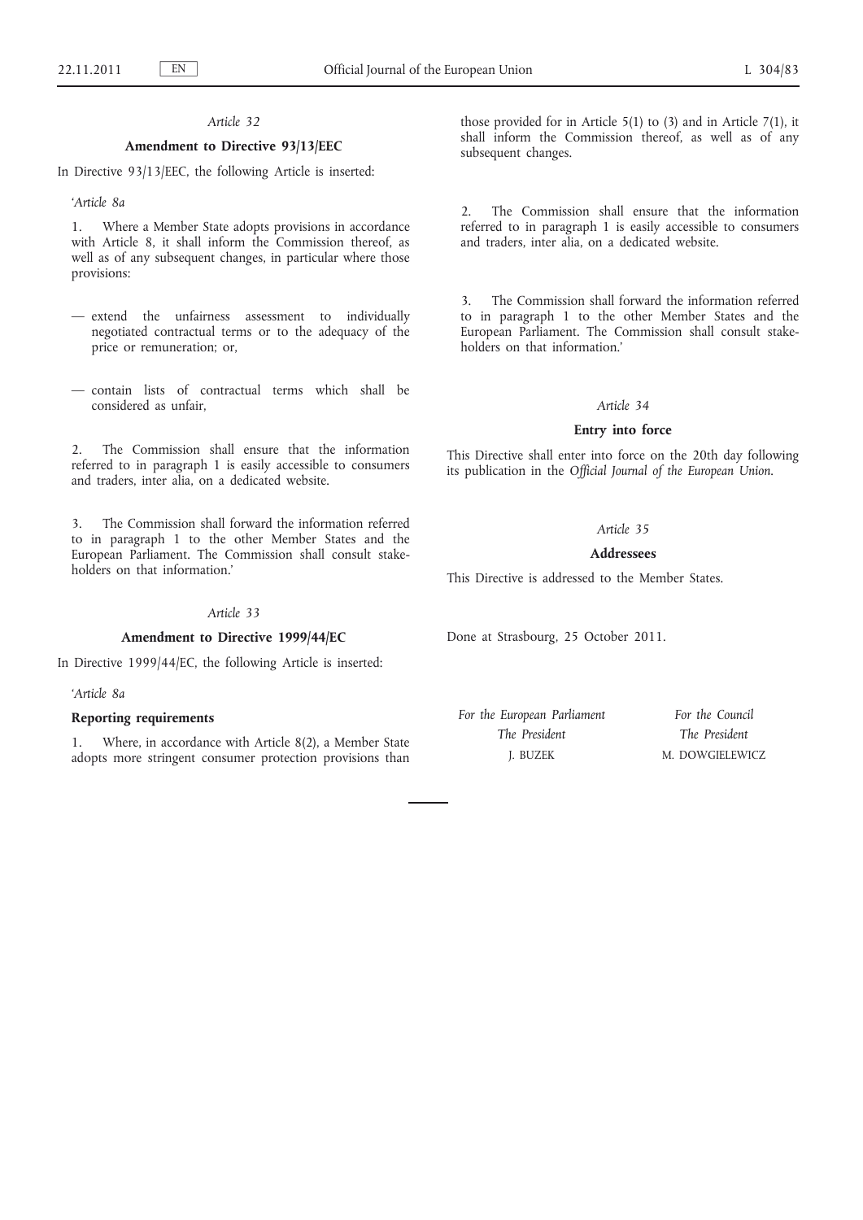*Article 32*

**Amendment to Directive 93/13/EEC**

In Directive 93/13/EEC, the following Article is inserted:

'*Article 8a*

1. Where a Member State adopts provisions in accordance with Article 8, it shall inform the Commission thereof, as well as of any subsequent changes, in particular where those provisions:

— extend the unfairness assessment to individually negotiated contractual terms or to the adequacy of the price or remuneration; or,

— contain lists of contractual terms which shall be considered as unfair,

2. The Commission shall ensure that the information referred to in paragraph 1 is easily accessible to consumers and traders, inter alia, on a dedicated website.

3. The Commission shall forward the information referred to in paragraph 1 to the other Member States and the European Parliament. The Commission shall consult stakeholders on that information.'

*Article 33*

**Amendment to Directive 1999/44/EC**

In Directive 1999/44/EC, the following Article is inserted:

'*Article 8a*

**Reporting requirements**

1. Where, in accordance with Article 8(2), a Member State adopts more stringent consumer protection provisions than those provided for in Article 5(1) to (3) and in Article 7(1), it shall inform the Commission thereof, as well as of any subsequent changes.

2. The Commission shall ensure that the information referred to in paragraph 1 is easily accessible to consumers and traders, inter alia, on a dedicated website.

3. The Commission shall forward the information referred to in paragraph 1 to the other Member States and the European Parliament. The Commission shall consult stakeholders on that information.'

*Article 34*

**Entry into force**

This Directive shall enter into force on the 20th day following its publication in the *Official Journal of the European Union*.

*Article 35*

**Addressees**

This Directive is addressed to the Member States.

Done at Strasbourg, 25 October 2011.

*For the European Parliament*
*The President*
J. BUZEK

*For the Council*
*The President*
M. DOWGIELEWICZ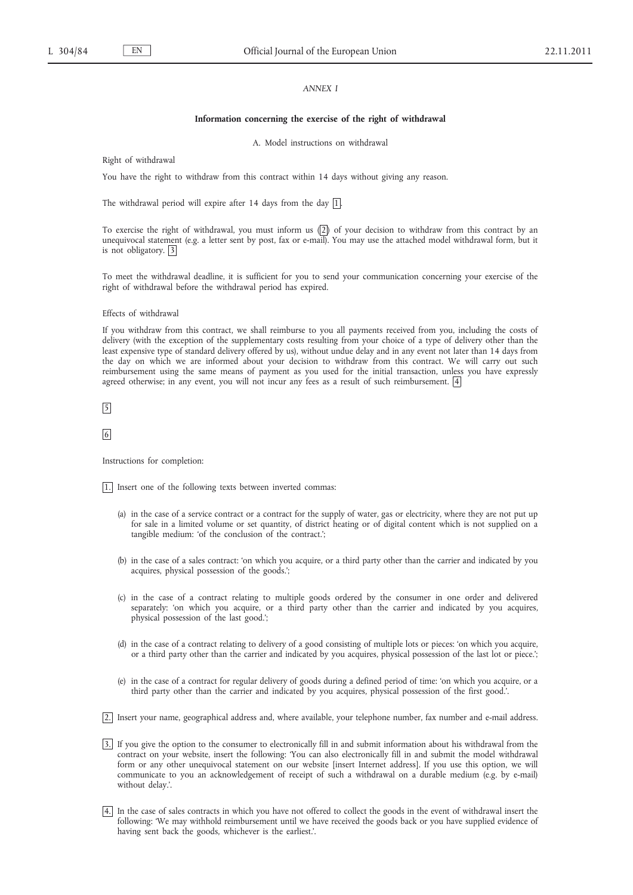*ANNEX I*

**Information concerning the exercise of the right of withdrawal**

A. Model instructions on withdrawal

Right of withdrawal

You have the right to withdraw from this contract within 14 days without giving any reason.

The withdrawal period will expire after 14 days from the day [1].

To exercise the right of withdrawal, you must inform us ([2]) of your decision to withdraw from this contract by an unequivocal statement (e.g. a letter sent by post, fax or e-mail). You may use the attached model withdrawal form, but it is not obligatory. [3]

To meet the withdrawal deadline, it is sufficient for you to send your communication concerning your exercise of the right of withdrawal before the withdrawal period has expired.

Effects of withdrawal

If you withdraw from this contract, we shall reimburse to you all payments received from you, including the costs of delivery (with the exception of the supplementary costs resulting from your choice of a type of delivery other than the least expensive type of standard delivery offered by us), without undue delay and in any event not later than 14 days from the day on which we are informed about your decision to withdraw from this contract. We will carry out such reimbursement using the same means of payment as you used for the initial transaction, unless you have expressly agreed otherwise; in any event, you will not incur any fees as a result of such reimbursement. [4]

[5]

[6]

Instructions for completion:

[1.] Insert one of the following texts between inverted commas:

(a) in the case of a service contract or a contract for the supply of water, gas or electricity, where they are not put up for sale in a limited volume or set quantity, of district heating or of digital content which is not supplied on a tangible medium: 'of the conclusion of the contract.';

(b) in the case of a sales contract: 'on which you acquire, or a third party other than the carrier and indicated by you acquires, physical possession of the goods.';

(c) in the case of a contract relating to multiple goods ordered by the consumer in one order and delivered separately: 'on which you acquire, or a third party other than the carrier and indicated by you acquires, physical possession of the last good.';

(d) in the case of a contract relating to delivery of a good consisting of multiple lots or pieces: 'on which you acquire, or a third party other than the carrier and indicated by you acquires, physical possession of the last lot or piece.';

(e) in the case of a contract for regular delivery of goods during a defined period of time: 'on which you acquire, or a third party other than the carrier and indicated by you acquires, physical possession of the first good.'.

[2.] Insert your name, geographical address and, where available, your telephone number, fax number and e-mail address.

[3.] If you give the option to the consumer to electronically fill in and submit information about his withdrawal from the contract on your website, insert the following: 'You can also electronically fill in and submit the model withdrawal form or any other unequivocal statement on our website [insert Internet address]. If you use this option, we will communicate to you an acknowledgement of receipt of such a withdrawal on a durable medium (e.g. by e-mail) without delay.'.

[4.] In the case of sales contracts in which you have not offered to collect the goods in the event of withdrawal insert the following: 'We may withhold reimbursement until we have received the goods back or you have supplied evidence of having sent back the goods, whichever is the earliest.'.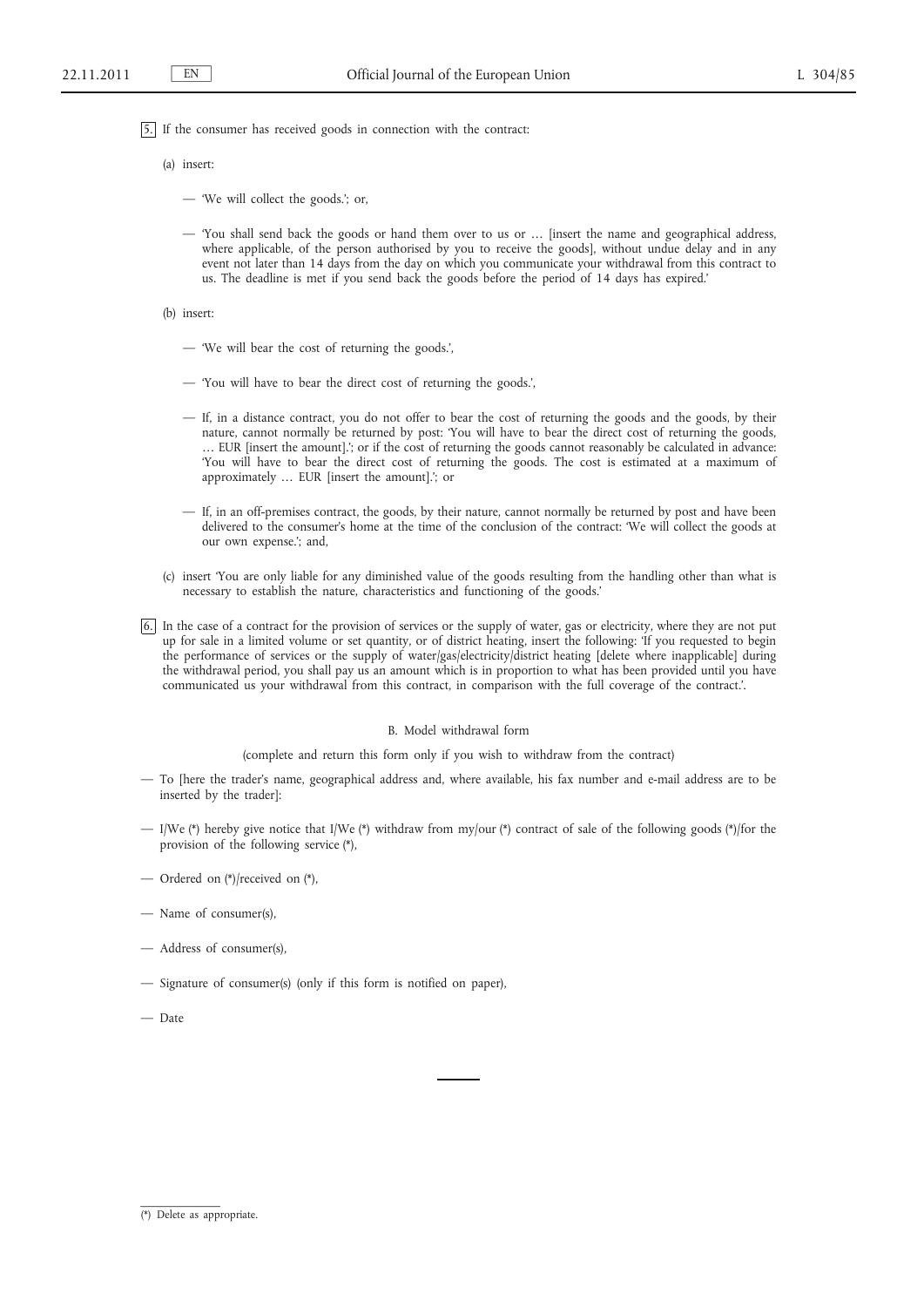5. If the consumer has received goods in connection with the contract:

(a) insert:

— 'We will collect the goods.'; or,

— 'You shall send back the goods or hand them over to us or … [insert the name and geographical address, where applicable, of the person authorised by you to receive the goods], without undue delay and in any event not later than 14 days from the day on which you communicate your withdrawal from this contract to us. The deadline is met if you send back the goods before the period of 14 days has expired.'

(b) insert:

— 'We will bear the cost of returning the goods.',

— 'You will have to bear the direct cost of returning the goods.',

— If, in a distance contract, you do not offer to bear the cost of returning the goods and the goods, by their nature, cannot normally be returned by post: 'You will have to bear the direct cost of returning the goods, … EUR [insert the amount].'; or if the cost of returning the goods cannot reasonably be calculated in advance: 'You will have to bear the direct cost of returning the goods. The cost is estimated at a maximum of approximately … EUR [insert the amount].'; or

— If, in an off-premises contract, the goods, by their nature, cannot normally be returned by post and have been delivered to the consumer's home at the time of the conclusion of the contract: 'We will collect the goods at our own expense.'; and,

(c) insert 'You are only liable for any diminished value of the goods resulting from the handling other than what is necessary to establish the nature, characteristics and functioning of the goods.'

6. In the case of a contract for the provision of services or the supply of water, gas or electricity, where they are not put up for sale in a limited volume or set quantity, or of district heating, insert the following: 'If you requested to begin the performance of services or the supply of water/gas/electricity/district heating [delete where inapplicable] during the withdrawal period, you shall pay us an amount which is in proportion to what has been provided until you have communicated us your withdrawal from this contract, in comparison with the full coverage of the contract.'.

## B. Model withdrawal form

(complete and return this form only if you wish to withdraw from the contract)

— To [here the trader's name, geographical address and, where available, his fax number and e-mail address are to be inserted by the trader]:

— I/We (*) hereby give notice that I/We (*) withdraw from my/our (*) contract of sale of the following goods (*)/for the provision of the following service (*),

— Ordered on (*)/received on (*),

— Name of consumer(s),

— Address of consumer(s),

— Signature of consumer(s) (only if this form is notified on paper),

— Date

(*) Delete as appropriate.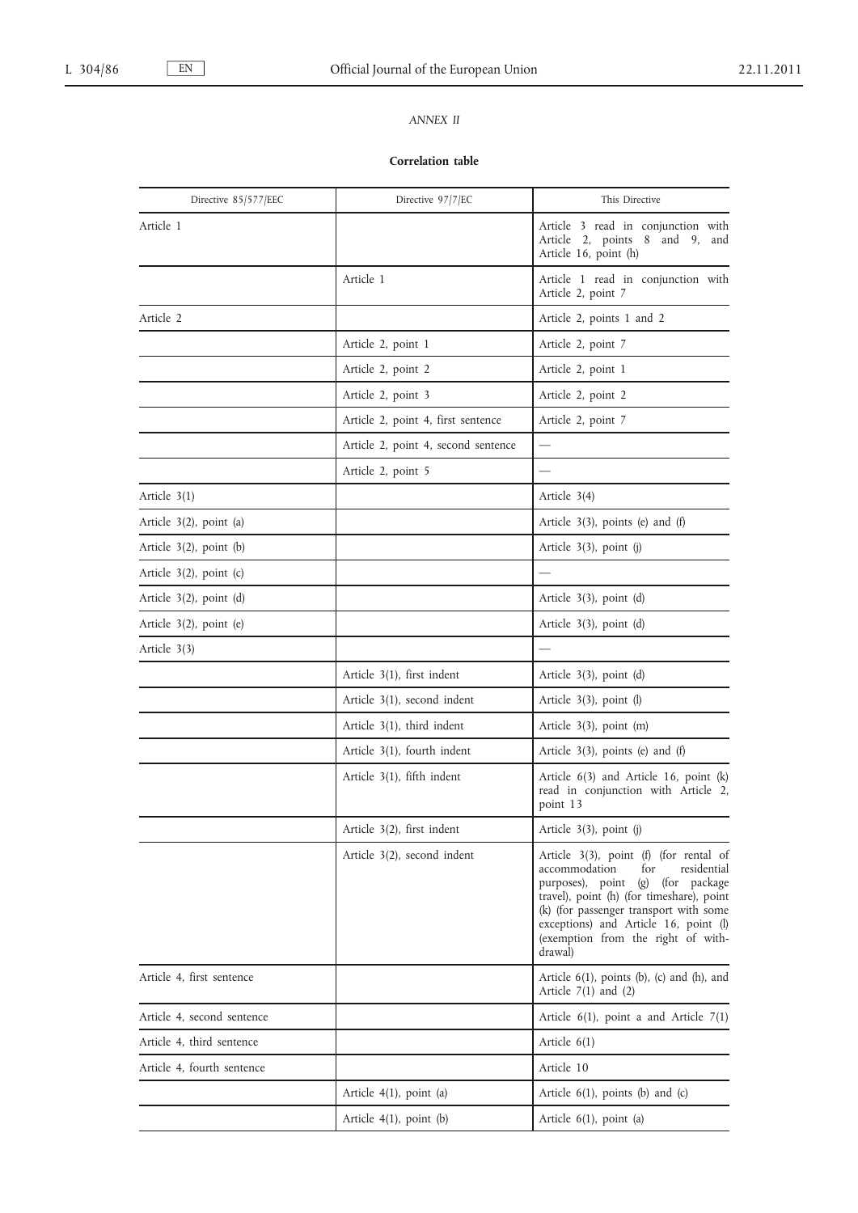*ANNEX II*

**Correlation table**

| Directive 85/577/EEC | Directive 97/7/EC | This Directive |
|---|---|---|
| Article 1 | | Article 3 read in conjunction with Article 2, points 8 and 9, and Article 16, point (h) |
| | Article 1 | Article 1 read in conjunction with Article 2, point 7 |
| Article 2 | | Article 2, points 1 and 2 |
| | Article 2, point 1 | Article 2, point 7 |
| | Article 2, point 2 | Article 2, point 1 |
| | Article 2, point 3 | Article 2, point 2 |
| | Article 2, point 4, first sentence | Article 2, point 7 |
| | Article 2, point 4, second sentence | — |
| | Article 2, point 5 | — |
| Article 3(1) | | Article 3(4) |
| Article 3(2), point (a) | | Article 3(3), points (e) and (f) |
| Article 3(2), point (b) | | Article 3(3), point (j) |
| Article 3(2), point (c) | | — |
| Article 3(2), point (d) | | Article 3(3), point (d) |
| Article 3(2), point (e) | | Article 3(3), point (d) |
| Article 3(3) | | — |
| | Article 3(1), first indent | Article 3(3), point (d) |
| | Article 3(1), second indent | Article 3(3), point (l) |
| | Article 3(1), third indent | Article 3(3), point (m) |
| | Article 3(1), fourth indent | Article 3(3), points (e) and (f) |
| | Article 3(1), fifth indent | Article 6(3) and Article 16, point (k) read in conjunction with Article 2, point 13 |
| | Article 3(2), first indent | Article 3(3), point (j) |
| | Article 3(2), second indent | Article 3(3), point (f) (for rental of accommodation for residential purposes), point (g) (for package travel), point (h) (for timeshare), point (k) (for passenger transport with some exceptions) and Article 16, point (l) (exemption from the right of withdrawal) |
| Article 4, first sentence | | Article 6(1), points (b), (c) and (h), and Article 7(1) and (2) |
| Article 4, second sentence | | Article 6(1), point a and Article 7(1) |
| Article 4, third sentence | | Article 6(1) |
| Article 4, fourth sentence | | Article 10 |
| | Article 4(1), point (a) | Article 6(1), points (b) and (c) |
| | Article 4(1), point (b) | Article 6(1), point (a) |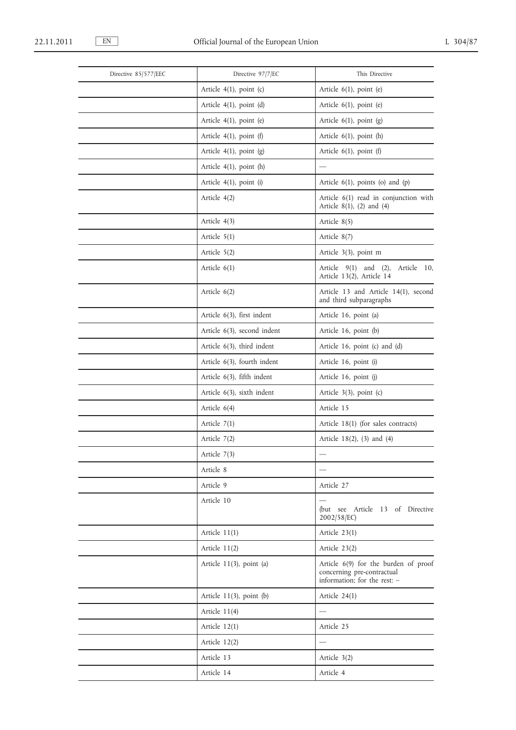| Directive 85/577/EEC | Directive 97/7/EC | This Directive |
| --- | --- | --- |
| | Article 4(1), point (c) | Article 6(1), point (e) |
| | Article 4(1), point (d) | Article 6(1), point (e) |
| | Article 4(1), point (e) | Article 6(1), point (g) |
| | Article 4(1), point (f) | Article 6(1), point (h) |
| | Article 4(1), point (g) | Article 6(1), point (f) |
| | Article 4(1), point (h) | — |
| | Article 4(1), point (i) | Article 6(1), points (o) and (p) |
| | Article 4(2) | Article 6(1) read in conjunction with Article 8(1), (2) and (4) |
| | Article 4(3) | Article 8(5) |
| | Article 5(1) | Article 8(7) |
| | Article 5(2) | Article 3(3), point m |
| | Article 6(1) | Article 9(1) and (2), Article 10, Article 13(2), Article 14 |
| | Article 6(2) | Article 13 and Article 14(1), second and third subparagraphs |
| | Article 6(3), first indent | Article 16, point (a) |
| | Article 6(3), second indent | Article 16, point (b) |
| | Article 6(3), third indent | Article 16, point (c) and (d) |
| | Article 6(3), fourth indent | Article 16, point (i) |
| | Article 6(3), fifth indent | Article 16, point (j) |
| | Article 6(3), sixth indent | Article 3(3), point (c) |
| | Article 6(4) | Article 15 |
| | Article 7(1) | Article 18(1) (for sales contracts) |
| | Article 7(2) | Article 18(2), (3) and (4) |
| | Article 7(3) | — |
| | Article 8 | — |
| | Article 9 | Article 27 |
| | Article 10 | — (but see Article 13 of Directive 2002/58/EC) |
| | Article 11(1) | Article 23(1) |
| | Article 11(2) | Article 23(2) |
| | Article 11(3), point (a) | Article 6(9) for the burden of proof concerning pre-contractual information; for the rest: – |
| | Article 11(3), point (b) | Article 24(1) |
| | Article 11(4) | — |
| | Article 12(1) | Article 25 |
| | Article 12(2) | — |
| | Article 13 | Article 3(2) |
| | Article 14 | Article 4 |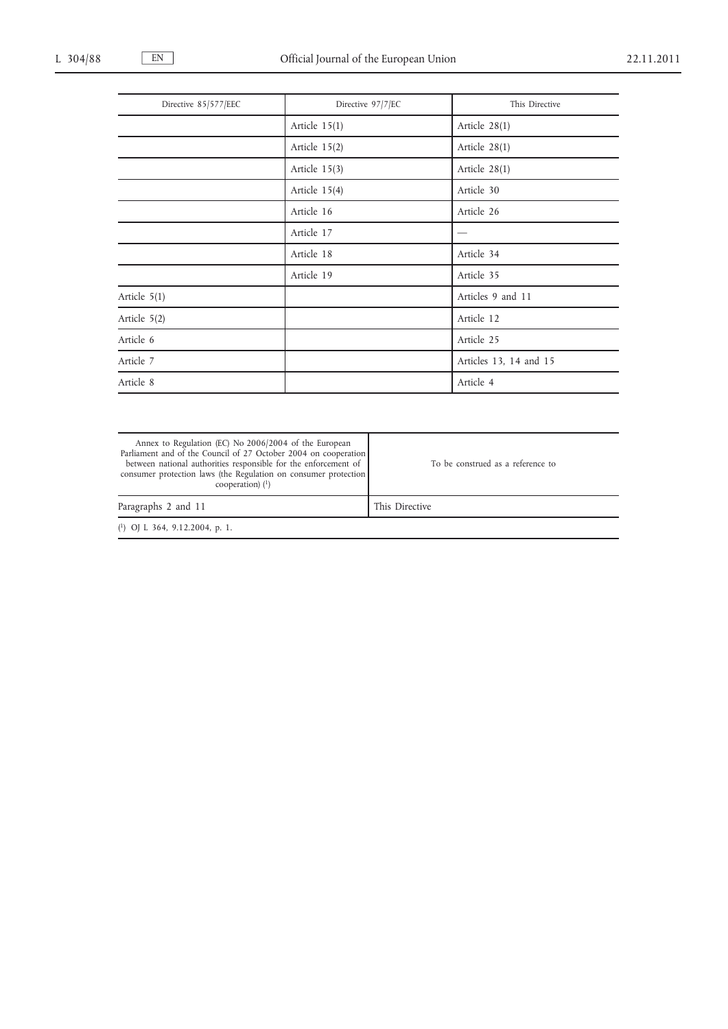| Directive 85/577/EEC | Directive 97/7/EC | This Directive |
|---|---|---|
| | Article 15(1) | Article 28(1) |
| | Article 15(2) | Article 28(1) |
| | Article 15(3) | Article 28(1) |
| | Article 15(4) | Article 30 |
| | Article 16 | Article 26 |
| | Article 17 | — |
| | Article 18 | Article 34 |
| | Article 19 | Article 35 |
| Article 5(1) | | Articles 9 and 11 |
| Article 5(2) | | Article 12 |
| Article 6 | | Article 25 |
| Article 7 | | Articles 13, 14 and 15 |
| Article 8 | | Article 4 |

| Annex to Regulation (EC) No 2006/2004 of the European Parliament and of the Council of 27 October 2004 on cooperation between national authorities responsible for the enforcement of consumer protection laws (the Regulation on consumer protection cooperation) [1] | To be construed as a reference to |
|---|---|
| Paragraphs 2 and 11 | This Directive |

[1] OJ L 364, 9.12.2004, p. 1.